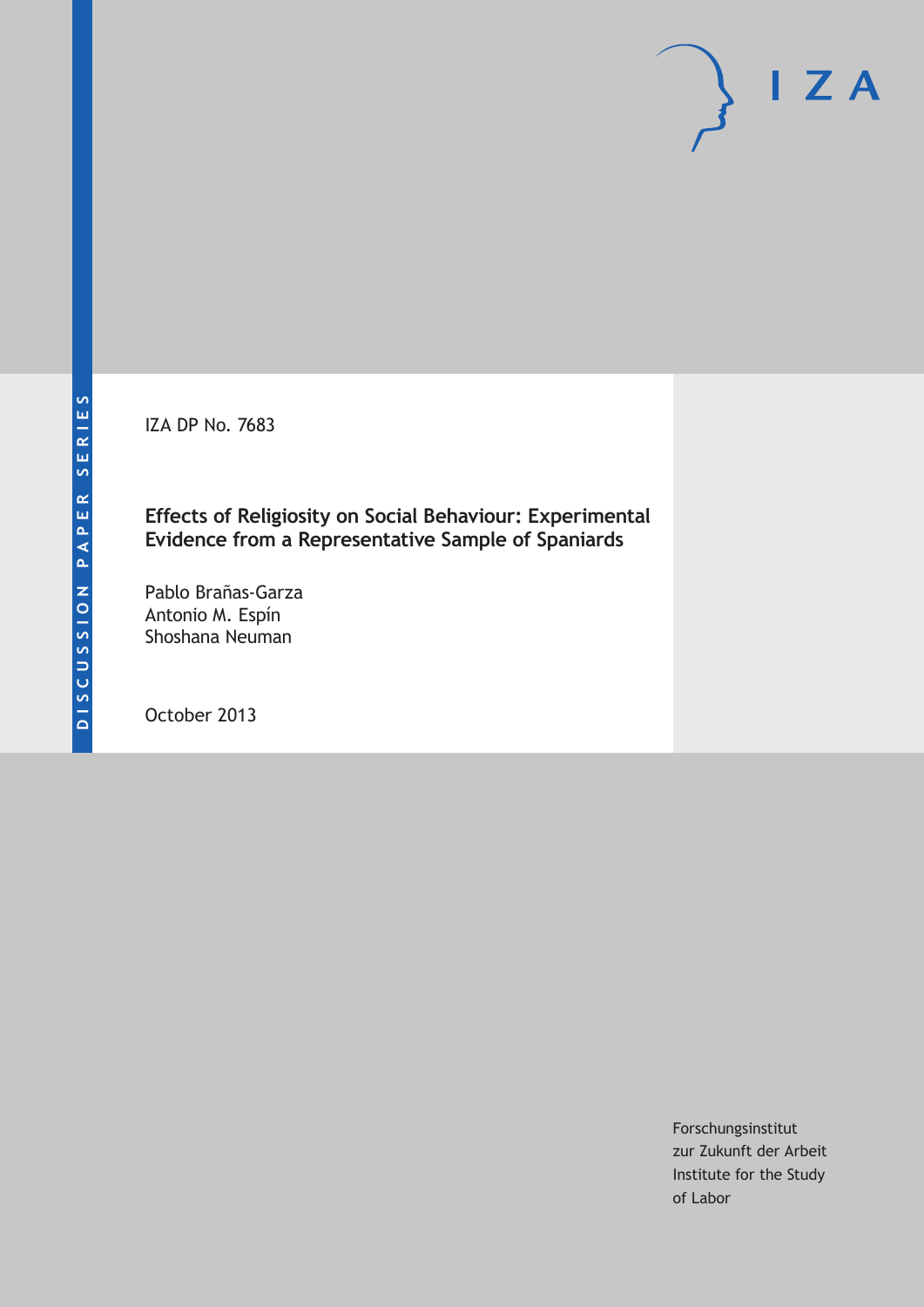DISCUSSION PAPER SERIES

IZA DP No. 7683

# Effects of Religiosity on Social Behaviour: Experimental Evidence from a Representative Sample of Spaniards

Pablo Brañas-Garza
Antonio M. Espín
Shoshana Neuman

October 2013

Forschungsinstitut
zur Zukunft der Arbeit
Institute for the Study
of Labor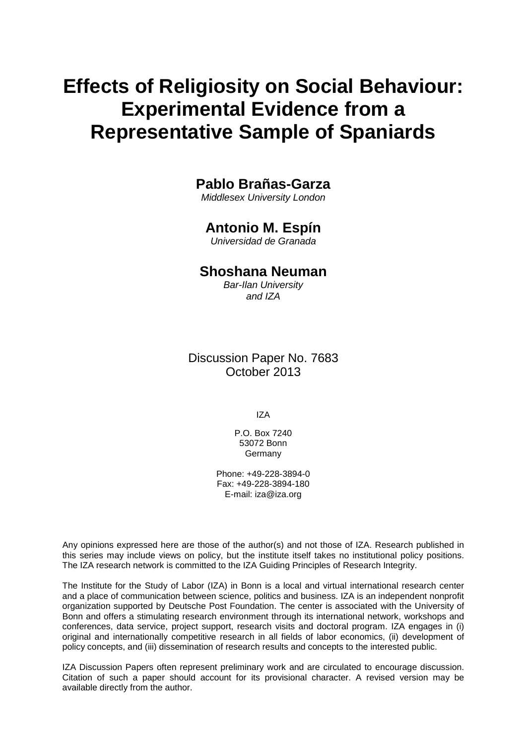# Effects of Religiosity on Social Behaviour: Experimental Evidence from a Representative Sample of Spaniards

**Pablo Brañas-Garza**
*Middlesex University London*

**Antonio M. Espín**
*Universidad de Granada*

**Shoshana Neuman**
*Bar-Ilan University and IZA*

Discussion Paper No. 7683
October 2013

IZA

P.O. Box 7240
53072 Bonn
Germany

Phone: +49-228-3894-0
Fax: +49-228-3894-180
E-mail: iza@iza.org

Any opinions expressed here are those of the author(s) and not those of IZA. Research published in this series may include views on policy, but the institute itself takes no institutional policy positions. The IZA research network is committed to the IZA Guiding Principles of Research Integrity.

The Institute for the Study of Labor (IZA) in Bonn is a local and virtual international research center and a place of communication between science, politics and business. IZA is an independent nonprofit organization supported by Deutsche Post Foundation. The center is associated with the University of Bonn and offers a stimulating research environment through its international network, workshops and conferences, data service, project support, research visits and doctoral program. IZA engages in (i) original and internationally competitive research in all fields of labor economics, (ii) development of policy concepts, and (iii) dissemination of research results and concepts to the interested public.

IZA Discussion Papers often represent preliminary work and are circulated to encourage discussion. Citation of such a paper should account for its provisional character. A revised version may be available directly from the author.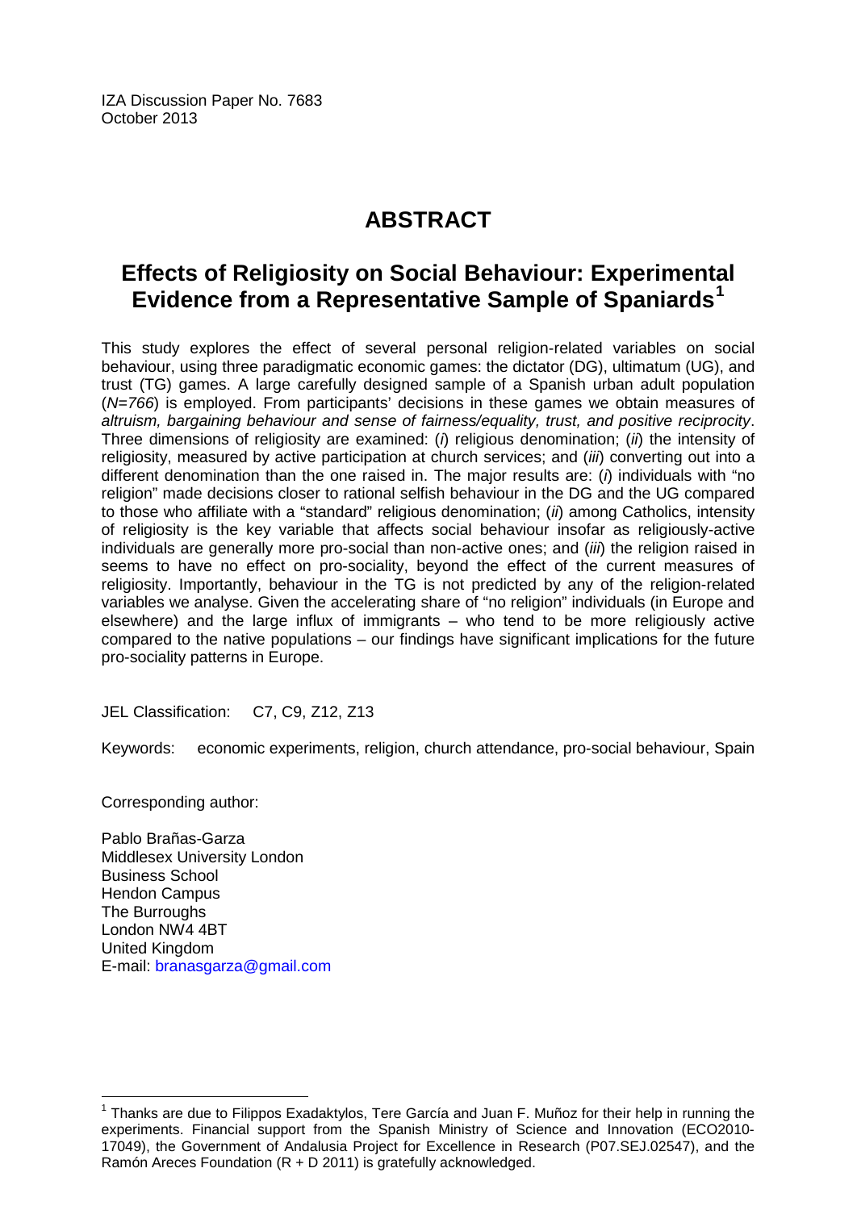IZA Discussion Paper No. 7683
October 2013

# ABSTRACT

## Effects of Religiosity on Social Behaviour: Experimental Evidence from a Representative Sample of Spaniards[1]

This study explores the effect of several personal religion-related variables on social behaviour, using three paradigmatic economic games: the dictator (DG), ultimatum (UG), and trust (TG) games. A large carefully designed sample of a Spanish urban adult population (*N=766*) is employed. From participants' decisions in these games we obtain measures of *altruism, bargaining behaviour and sense of fairness/equality, trust, and positive reciprocity*. Three dimensions of religiosity are examined: (*i*) religious denomination; (*ii*) the intensity of religiosity, measured by active participation at church services; and (*iii*) converting out into a different denomination than the one raised in. The major results are: (*i*) individuals with "no religion" made decisions closer to rational selfish behaviour in the DG and the UG compared to those who affiliate with a "standard" religious denomination; (*ii*) among Catholics, intensity of religiosity is the key variable that affects social behaviour insofar as religiously-active individuals are generally more pro-social than non-active ones; and (*iii*) the religion raised in seems to have no effect on pro-sociality, beyond the effect of the current measures of religiosity. Importantly, behaviour in the TG is not predicted by any of the religion-related variables we analyse. Given the accelerating share of "no religion" individuals (in Europe and elsewhere) and the large influx of immigrants – who tend to be more religiously active compared to the native populations – our findings have significant implications for the future pro-sociality patterns in Europe.

JEL Classification: C7, C9, Z12, Z13

Keywords: economic experiments, religion, church attendance, pro-social behaviour, Spain

Corresponding author:

Pablo Brañas-Garza
Middlesex University London
Business School
Hendon Campus
The Burroughs
London NW4 4BT
United Kingdom
E-mail: branasgarza@gmail.com

[1] Thanks are due to Filippos Exadaktylos, Tere García and Juan F. Muñoz for their help in running the experiments. Financial support from the Spanish Ministry of Science and Innovation (ECO2010-17049), the Government of Andalusia Project for Excellence in Research (P07.SEJ.02547), and the Ramón Areces Foundation (R + D 2011) is gratefully acknowledged.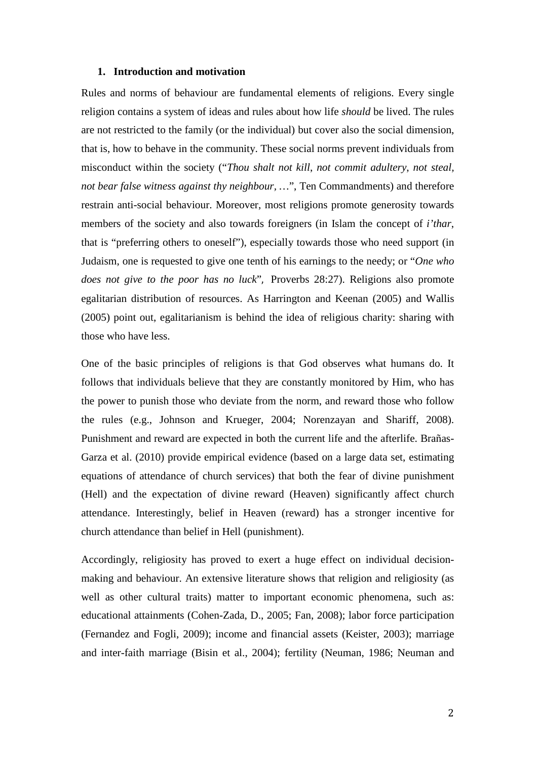## 1. Introduction and motivation

Rules and norms of behaviour are fundamental elements of religions. Every single religion contains a system of ideas and rules about how life *should* be lived. The rules are not restricted to the family (or the individual) but cover also the social dimension, that is, how to behave in the community. These social norms prevent individuals from misconduct within the society ("*Thou shalt not kill*, *not commit adultery*, *not steal*, *not bear false witness against thy neighbour*, …", Ten Commandments) and therefore restrain anti-social behaviour. Moreover, most religions promote generosity towards members of the society and also towards foreigners (in Islam the concept of *i'thar*, that is "preferring others to oneself"), especially towards those who need support (in Judaism, one is requested to give one tenth of his earnings to the needy; or "*One who does not give to the poor has no luck*", Proverbs 28:27). Religions also promote egalitarian distribution of resources. As Harrington and Keenan (2005) and Wallis (2005) point out, egalitarianism is behind the idea of religious charity: sharing with those who have less.

One of the basic principles of religions is that God observes what humans do. It follows that individuals believe that they are constantly monitored by Him, who has the power to punish those who deviate from the norm, and reward those who follow the rules (e.g., Johnson and Krueger, 2004; Norenzayan and Shariff, 2008). Punishment and reward are expected in both the current life and the afterlife. Brañas-Garza et al. (2010) provide empirical evidence (based on a large data set, estimating equations of attendance of church services) that both the fear of divine punishment (Hell) and the expectation of divine reward (Heaven) significantly affect church attendance. Interestingly, belief in Heaven (reward) has a stronger incentive for church attendance than belief in Hell (punishment).

Accordingly, religiosity has proved to exert a huge effect on individual decision-making and behaviour. An extensive literature shows that religion and religiosity (as well as other cultural traits) matter to important economic phenomena, such as: educational attainments (Cohen-Zada, D., 2005; Fan, 2008); labor force participation (Fernandez and Fogli, 2009); income and financial assets (Keister, 2003); marriage and inter-faith marriage (Bisin et al., 2004); fertility (Neuman, 1986; Neuman and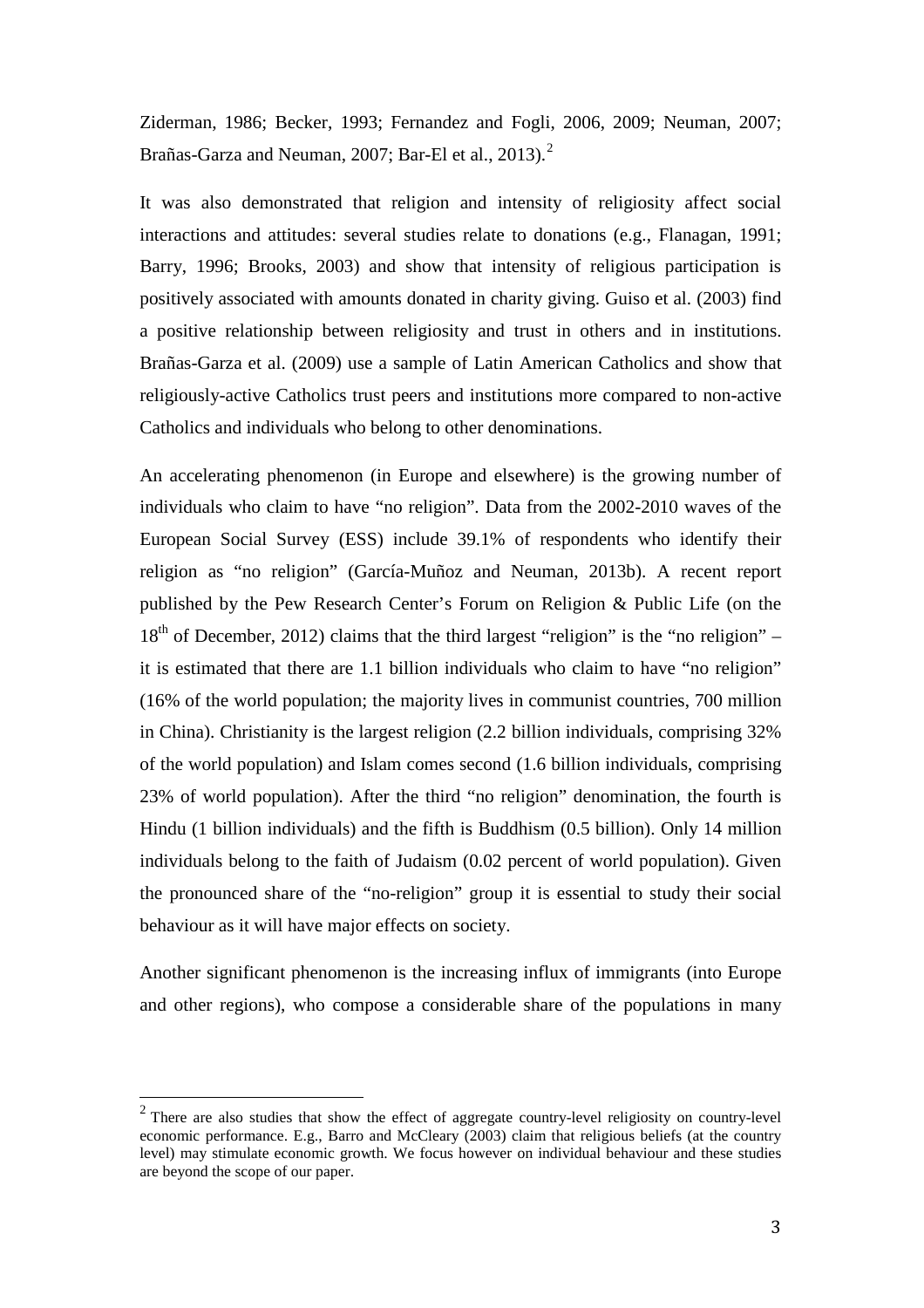Ziderman, 1986; Becker, 1993; Fernandez and Fogli, 2006, 2009; Neuman, 2007; Brañas-Garza and Neuman, 2007; Bar-El et al., 2013).[2]

It was also demonstrated that religion and intensity of religiosity affect social interactions and attitudes: several studies relate to donations (e.g., Flanagan, 1991; Barry, 1996; Brooks, 2003) and show that intensity of religious participation is positively associated with amounts donated in charity giving. Guiso et al. (2003) find a positive relationship between religiosity and trust in others and in institutions. Brañas-Garza et al. (2009) use a sample of Latin American Catholics and show that religiously-active Catholics trust peers and institutions more compared to non-active Catholics and individuals who belong to other denominations.

An accelerating phenomenon (in Europe and elsewhere) is the growing number of individuals who claim to have "no religion". Data from the 2002-2010 waves of the European Social Survey (ESS) include 39.1% of respondents who identify their religion as "no religion" (García-Muñoz and Neuman, 2013b). A recent report published by the Pew Research Center's Forum on Religion & Public Life (on the 18th of December, 2012) claims that the third largest "religion" is the "no religion" – it is estimated that there are 1.1 billion individuals who claim to have "no religion" (16% of the world population; the majority lives in communist countries, 700 million in China). Christianity is the largest religion (2.2 billion individuals, comprising 32% of the world population) and Islam comes second (1.6 billion individuals, comprising 23% of world population). After the third "no religion" denomination, the fourth is Hindu (1 billion individuals) and the fifth is Buddhism (0.5 billion). Only 14 million individuals belong to the faith of Judaism (0.02 percent of world population). Given the pronounced share of the "no-religion" group it is essential to study their social behaviour as it will have major effects on society.

Another significant phenomenon is the increasing influx of immigrants (into Europe and other regions), who compose a considerable share of the populations in many

[2] There are also studies that show the effect of aggregate country-level religiosity on country-level economic performance. E.g., Barro and McCleary (2003) claim that religious beliefs (at the country level) may stimulate economic growth. We focus however on individual behaviour and these studies are beyond the scope of our paper.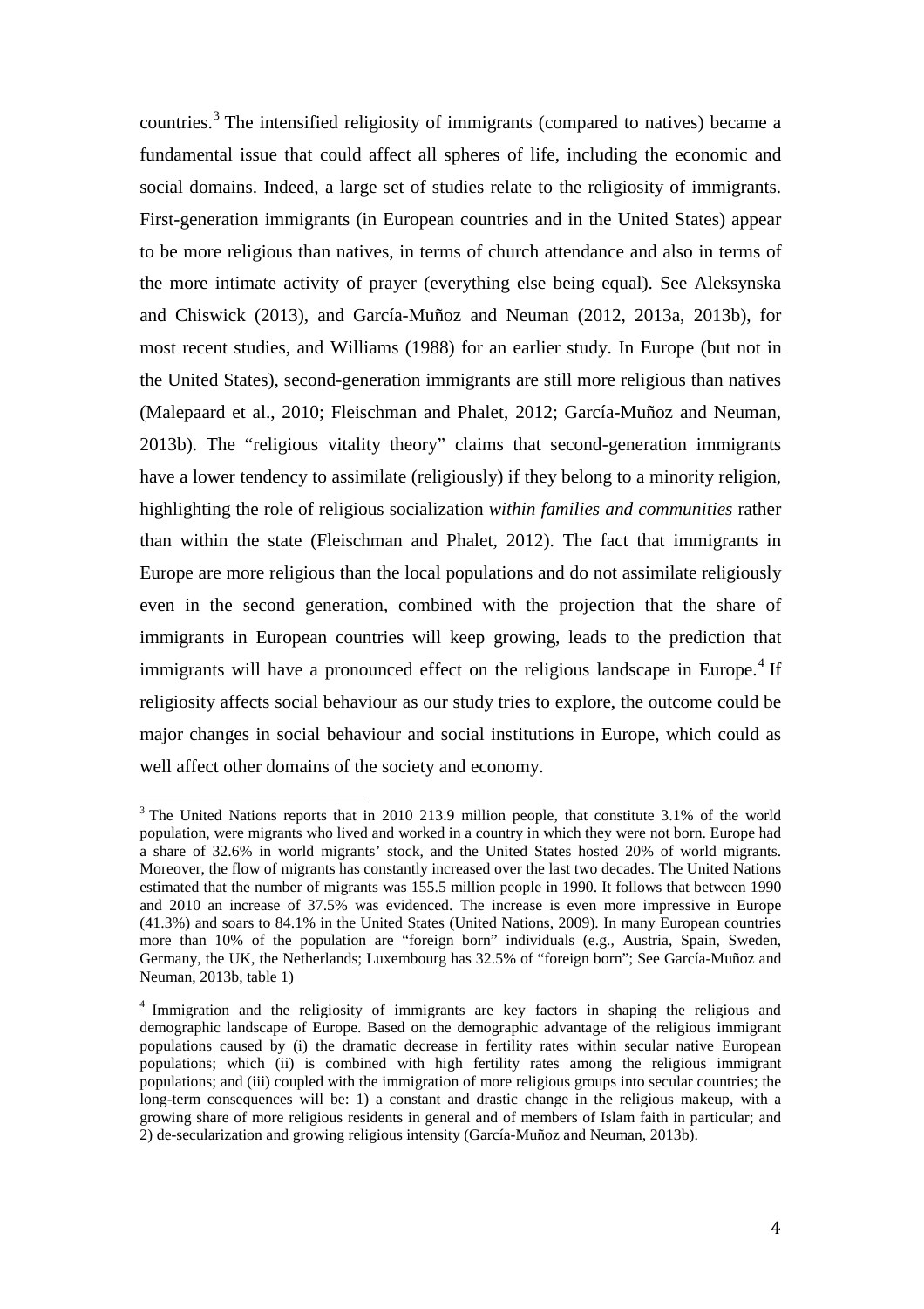countries.[3] The intensified religiosity of immigrants (compared to natives) became a fundamental issue that could affect all spheres of life, including the economic and social domains. Indeed, a large set of studies relate to the religiosity of immigrants. First-generation immigrants (in European countries and in the United States) appear to be more religious than natives, in terms of church attendance and also in terms of the more intimate activity of prayer (everything else being equal). See Aleksynska and Chiswick (2013), and García-Muñoz and Neuman (2012, 2013a, 2013b), for most recent studies, and Williams (1988) for an earlier study. In Europe (but not in the United States), second-generation immigrants are still more religious than natives (Malepaard et al., 2010; Fleischman and Phalet, 2012; García-Muñoz and Neuman, 2013b). The "religious vitality theory" claims that second-generation immigrants have a lower tendency to assimilate (religiously) if they belong to a minority religion, highlighting the role of religious socialization *within families and communities* rather than within the state (Fleischman and Phalet, 2012). The fact that immigrants in Europe are more religious than the local populations and do not assimilate religiously even in the second generation, combined with the projection that the share of immigrants in European countries will keep growing, leads to the prediction that immigrants will have a pronounced effect on the religious landscape in Europe.[4] If religiosity affects social behaviour as our study tries to explore, the outcome could be major changes in social behaviour and social institutions in Europe, which could as well affect other domains of the society and economy.

---

[3] The United Nations reports that in 2010 213.9 million people, that constitute 3.1% of the world population, were migrants who lived and worked in a country in which they were not born. Europe had a share of 32.6% in world migrants' stock, and the United States hosted 20% of world migrants. Moreover, the flow of migrants has constantly increased over the last two decades. The United Nations estimated that the number of migrants was 155.5 million people in 1990. It follows that between 1990 and 2010 an increase of 37.5% was evidenced. The increase is even more impressive in Europe (41.3%) and soars to 84.1% in the United States (United Nations, 2009). In many European countries more than 10% of the population are "foreign born" individuals (e.g., Austria, Spain, Sweden, Germany, the UK, the Netherlands; Luxembourg has 32.5% of "foreign born"; See García-Muñoz and Neuman, 2013b, table 1)

[4] Immigration and the religiosity of immigrants are key factors in shaping the religious and demographic landscape of Europe. Based on the demographic advantage of the religious immigrant populations caused by (i) the dramatic decrease in fertility rates within secular native European populations; which (ii) is combined with high fertility rates among the religious immigrant populations; and (iii) coupled with the immigration of more religious groups into secular countries; the long-term consequences will be: 1) a constant and drastic change in the religious makeup, with a growing share of more religious residents in general and of members of Islam faith in particular; and 2) de-secularization and growing religious intensity (García-Muñoz and Neuman, 2013b).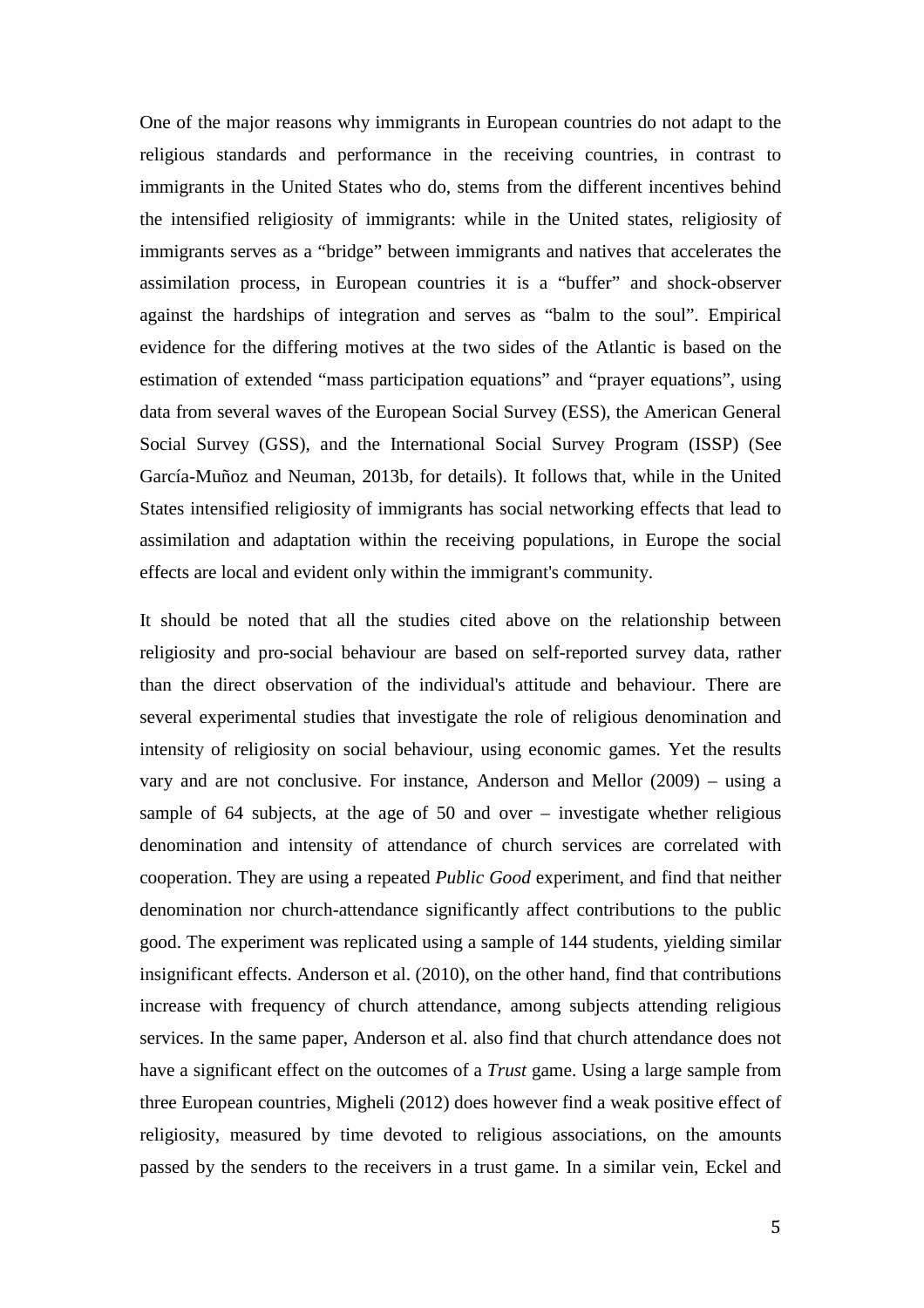One of the major reasons why immigrants in European countries do not adapt to the religious standards and performance in the receiving countries, in contrast to immigrants in the United States who do, stems from the different incentives behind the intensified religiosity of immigrants: while in the United states, religiosity of immigrants serves as a "bridge" between immigrants and natives that accelerates the assimilation process, in European countries it is a "buffer" and shock-observer against the hardships of integration and serves as "balm to the soul". Empirical evidence for the differing motives at the two sides of the Atlantic is based on the estimation of extended "mass participation equations" and "prayer equations", using data from several waves of the European Social Survey (ESS), the American General Social Survey (GSS), and the International Social Survey Program (ISSP) (See García-Muñoz and Neuman, 2013b, for details). It follows that, while in the United States intensified religiosity of immigrants has social networking effects that lead to assimilation and adaptation within the receiving populations, in Europe the social effects are local and evident only within the immigrant's community.

It should be noted that all the studies cited above on the relationship between religiosity and pro-social behaviour are based on self-reported survey data, rather than the direct observation of the individual's attitude and behaviour. There are several experimental studies that investigate the role of religious denomination and intensity of religiosity on social behaviour, using economic games. Yet the results vary and are not conclusive. For instance, Anderson and Mellor (2009) – using a sample of 64 subjects, at the age of 50 and over – investigate whether religious denomination and intensity of attendance of church services are correlated with cooperation. They are using a repeated *Public Good* experiment, and find that neither denomination nor church-attendance significantly affect contributions to the public good. The experiment was replicated using a sample of 144 students, yielding similar insignificant effects. Anderson et al. (2010), on the other hand, find that contributions increase with frequency of church attendance, among subjects attending religious services. In the same paper, Anderson et al. also find that church attendance does not have a significant effect on the outcomes of a *Trust* game. Using a large sample from three European countries, Migheli (2012) does however find a weak positive effect of religiosity, measured by time devoted to religious associations, on the amounts passed by the senders to the receivers in a trust game. In a similar vein, Eckel and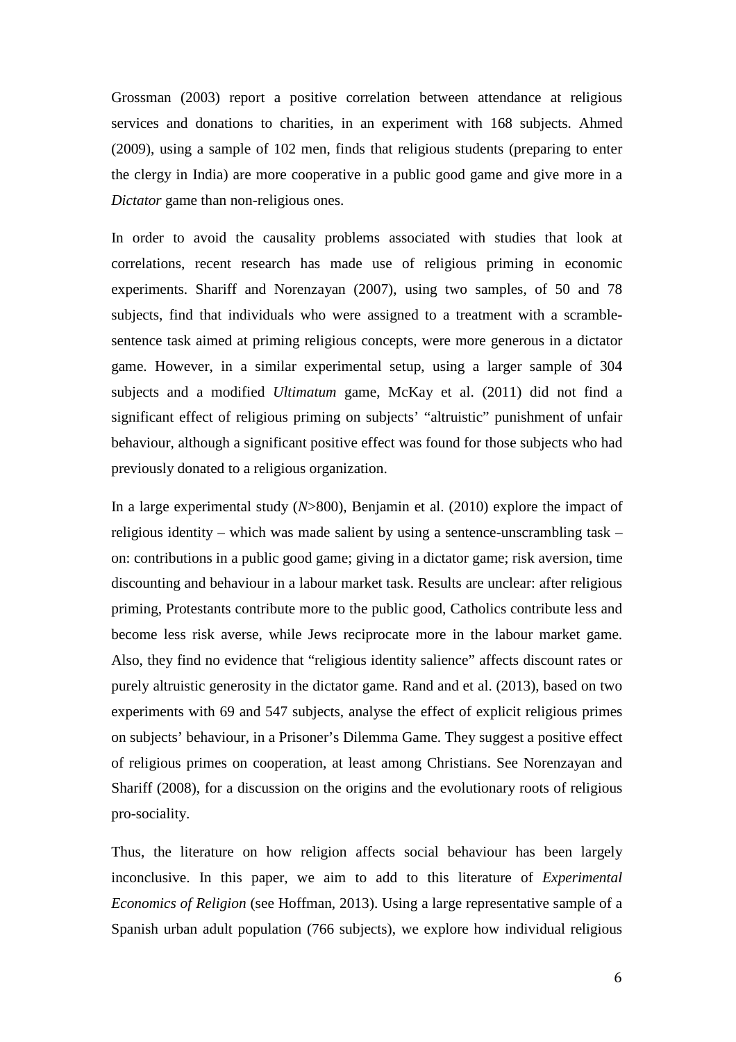Grossman (2003) report a positive correlation between attendance at religious services and donations to charities, in an experiment with 168 subjects. Ahmed (2009), using a sample of 102 men, finds that religious students (preparing to enter the clergy in India) are more cooperative in a public good game and give more in a *Dictator* game than non-religious ones.

In order to avoid the causality problems associated with studies that look at correlations, recent research has made use of religious priming in economic experiments. Shariff and Norenzayan (2007), using two samples, of 50 and 78 subjects, find that individuals who were assigned to a treatment with a scramble-sentence task aimed at priming religious concepts, were more generous in a dictator game. However, in a similar experimental setup, using a larger sample of 304 subjects and a modified *Ultimatum* game, McKay et al. (2011) did not find a significant effect of religious priming on subjects' "altruistic" punishment of unfair behaviour, although a significant positive effect was found for those subjects who had previously donated to a religious organization.

In a large experimental study (*N*>800), Benjamin et al. (2010) explore the impact of religious identity – which was made salient by using a sentence-unscrambling task – on: contributions in a public good game; giving in a dictator game; risk aversion, time discounting and behaviour in a labour market task. Results are unclear: after religious priming, Protestants contribute more to the public good, Catholics contribute less and become less risk averse, while Jews reciprocate more in the labour market game. Also, they find no evidence that "religious identity salience" affects discount rates or purely altruistic generosity in the dictator game. Rand and et al. (2013), based on two experiments with 69 and 547 subjects, analyse the effect of explicit religious primes on subjects' behaviour, in a Prisoner's Dilemma Game. They suggest a positive effect of religious primes on cooperation, at least among Christians. See Norenzayan and Shariff (2008), for a discussion on the origins and the evolutionary roots of religious pro-sociality.

Thus, the literature on how religion affects social behaviour has been largely inconclusive. In this paper, we aim to add to this literature of *Experimental Economics of Religion* (see Hoffman, 2013). Using a large representative sample of a Spanish urban adult population (766 subjects), we explore how individual religious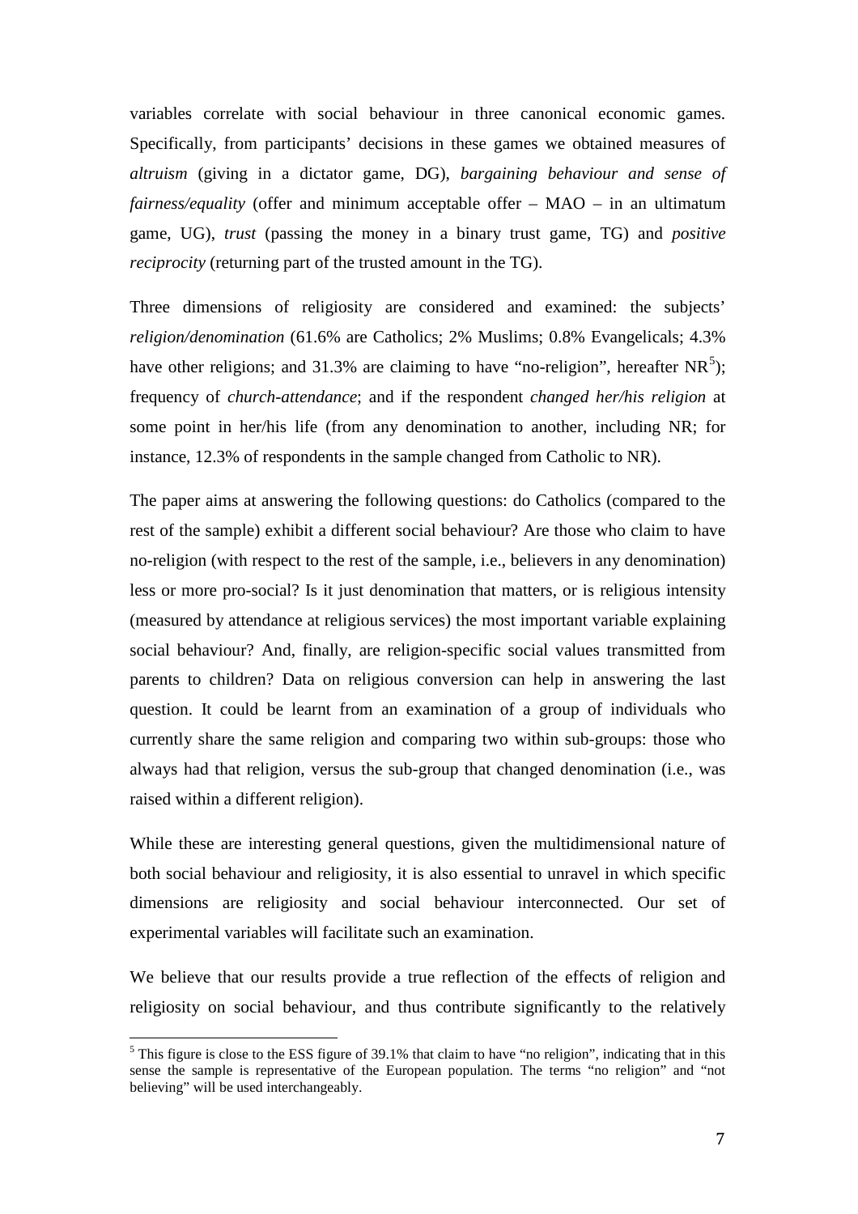variables correlate with social behaviour in three canonical economic games. Specifically, from participants' decisions in these games we obtained measures of *altruism* (giving in a dictator game, DG), *bargaining behaviour and sense of fairness/equality* (offer and minimum acceptable offer – MAO – in an ultimatum game, UG), *trust* (passing the money in a binary trust game, TG) and *positive reciprocity* (returning part of the trusted amount in the TG).

Three dimensions of religiosity are considered and examined: the subjects' *religion/denomination* (61.6% are Catholics; 2% Muslims; 0.8% Evangelicals; 4.3% have other religions; and 31.3% are claiming to have "no-religion", hereafter NR[5]); frequency of *church-attendance*; and if the respondent *changed her/his religion* at some point in her/his life (from any denomination to another, including NR; for instance, 12.3% of respondents in the sample changed from Catholic to NR).

The paper aims at answering the following questions: do Catholics (compared to the rest of the sample) exhibit a different social behaviour? Are those who claim to have no-religion (with respect to the rest of the sample, i.e., believers in any denomination) less or more pro-social? Is it just denomination that matters, or is religious intensity (measured by attendance at religious services) the most important variable explaining social behaviour? And, finally, are religion-specific social values transmitted from parents to children? Data on religious conversion can help in answering the last question. It could be learnt from an examination of a group of individuals who currently share the same religion and comparing two within sub-groups: those who always had that religion, versus the sub-group that changed denomination (i.e., was raised within a different religion).

While these are interesting general questions, given the multidimensional nature of both social behaviour and religiosity, it is also essential to unravel in which specific dimensions are religiosity and social behaviour interconnected. Our set of experimental variables will facilitate such an examination.

We believe that our results provide a true reflection of the effects of religion and religiosity on social behaviour, and thus contribute significantly to the relatively

[5] This figure is close to the ESS figure of 39.1% that claim to have "no religion", indicating that in this sense the sample is representative of the European population. The terms "no religion" and "not believing" will be used interchangeably.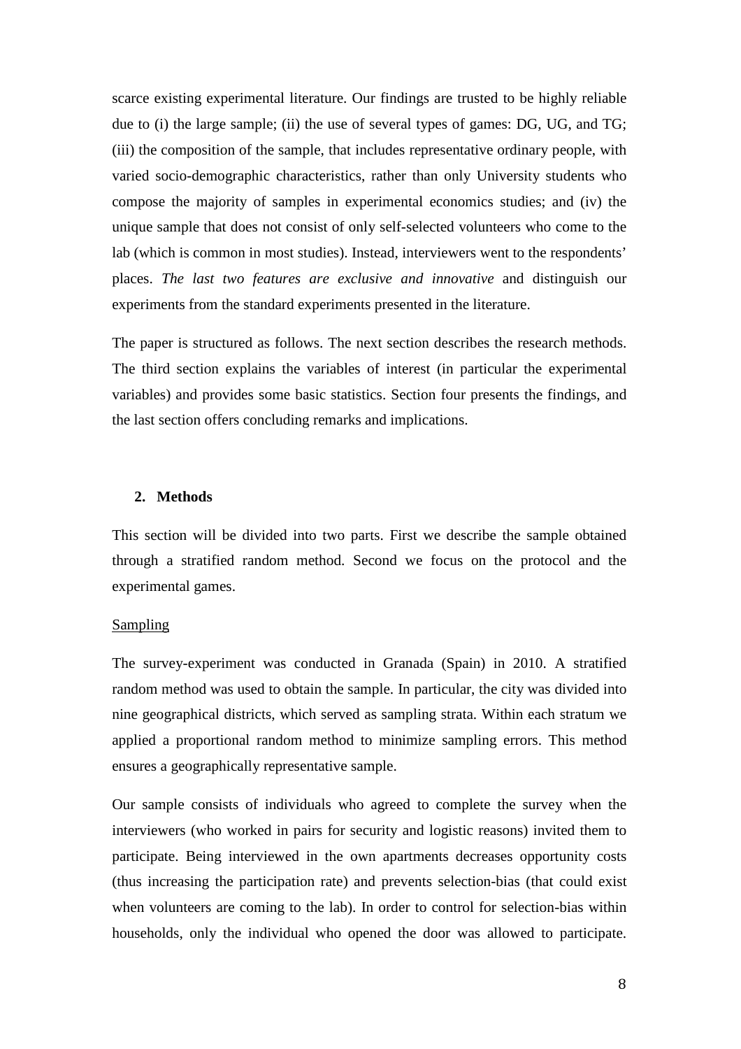scarce existing experimental literature. Our findings are trusted to be highly reliable due to (i) the large sample; (ii) the use of several types of games: DG, UG, and TG; (iii) the composition of the sample, that includes representative ordinary people, with varied socio-demographic characteristics, rather than only University students who compose the majority of samples in experimental economics studies; and (iv) the unique sample that does not consist of only self-selected volunteers who come to the lab (which is common in most studies). Instead, interviewers went to the respondents' places. *The last two features are exclusive and innovative* and distinguish our experiments from the standard experiments presented in the literature.

The paper is structured as follows. The next section describes the research methods. The third section explains the variables of interest (in particular the experimental variables) and provides some basic statistics. Section four presents the findings, and the last section offers concluding remarks and implications.

## 2. Methods

This section will be divided into two parts. First we describe the sample obtained through a stratified random method. Second we focus on the protocol and the experimental games.

### Sampling

The survey-experiment was conducted in Granada (Spain) in 2010. A stratified random method was used to obtain the sample. In particular, the city was divided into nine geographical districts, which served as sampling strata. Within each stratum we applied a proportional random method to minimize sampling errors. This method ensures a geographically representative sample.

Our sample consists of individuals who agreed to complete the survey when the interviewers (who worked in pairs for security and logistic reasons) invited them to participate. Being interviewed in the own apartments decreases opportunity costs (thus increasing the participation rate) and prevents selection-bias (that could exist when volunteers are coming to the lab). In order to control for selection-bias within households, only the individual who opened the door was allowed to participate.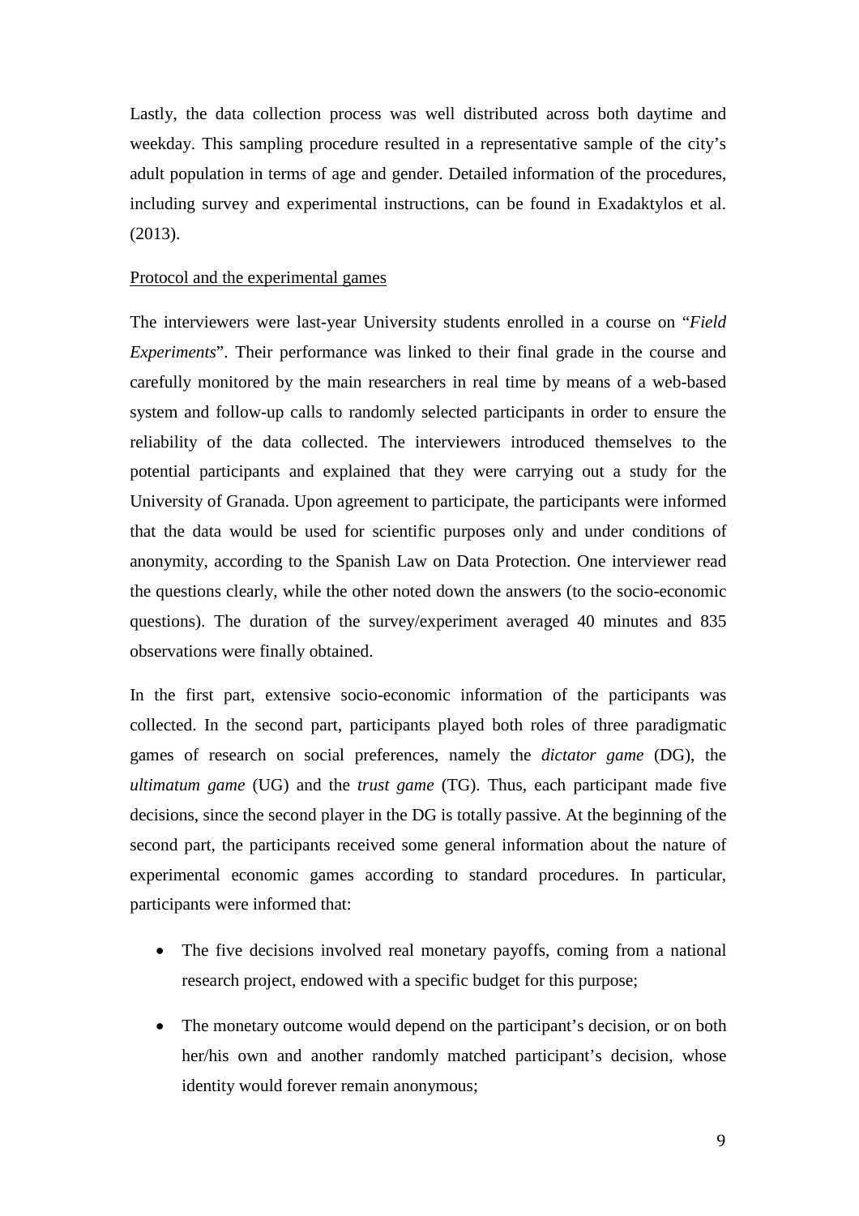Lastly, the data collection process was well distributed across both daytime and weekday. This sampling procedure resulted in a representative sample of the city's adult population in terms of age and gender. Detailed information of the procedures, including survey and experimental instructions, can be found in Exadaktylos et al. (2013).

Protocol and the experimental games

The interviewers were last-year University students enrolled in a course on "*Field Experiments*". Their performance was linked to their final grade in the course and carefully monitored by the main researchers in real time by means of a web-based system and follow-up calls to randomly selected participants in order to ensure the reliability of the data collected. The interviewers introduced themselves to the potential participants and explained that they were carrying out a study for the University of Granada. Upon agreement to participate, the participants were informed that the data would be used for scientific purposes only and under conditions of anonymity, according to the Spanish Law on Data Protection. One interviewer read the questions clearly, while the other noted down the answers (to the socio-economic questions). The duration of the survey/experiment averaged 40 minutes and 835 observations were finally obtained.

In the first part, extensive socio-economic information of the participants was collected. In the second part, participants played both roles of three paradigmatic games of research on social preferences, namely the *dictator game* (DG), the *ultimatum game* (UG) and the *trust game* (TG). Thus, each participant made five decisions, since the second player in the DG is totally passive. At the beginning of the second part, the participants received some general information about the nature of experimental economic games according to standard procedures. In particular, participants were informed that:

- The five decisions involved real monetary payoffs, coming from a national research project, endowed with a specific budget for this purpose;
- The monetary outcome would depend on the participant's decision, or on both her/his own and another randomly matched participant's decision, whose identity would forever remain anonymous;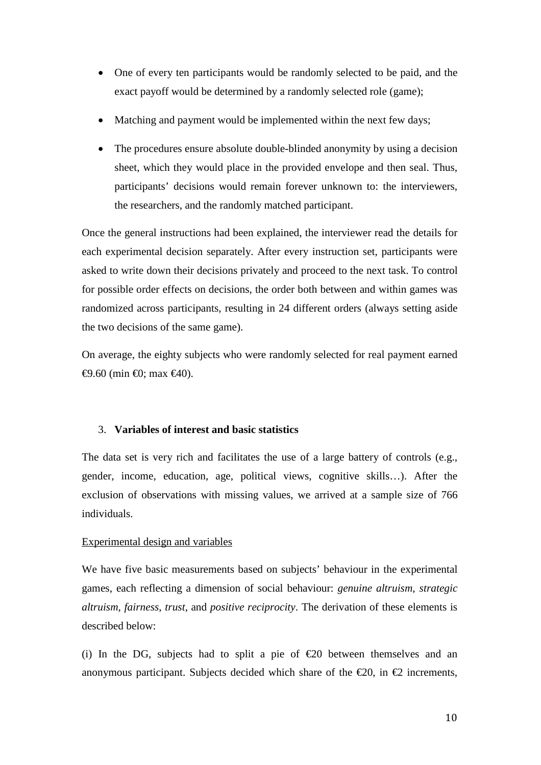- One of every ten participants would be randomly selected to be paid, and the exact payoff would be determined by a randomly selected role (game);
- Matching and payment would be implemented within the next few days;
- The procedures ensure absolute double-blinded anonymity by using a decision sheet, which they would place in the provided envelope and then seal. Thus, participants' decisions would remain forever unknown to: the interviewers, the researchers, and the randomly matched participant.

Once the general instructions had been explained, the interviewer read the details for each experimental decision separately. After every instruction set, participants were asked to write down their decisions privately and proceed to the next task. To control for possible order effects on decisions, the order both between and within games was randomized across participants, resulting in 24 different orders (always setting aside the two decisions of the same game).

On average, the eighty subjects who were randomly selected for real payment earned €9.60 (min €0; max €40).

## 3. **Variables of interest and basic statistics**

The data set is very rich and facilitates the use of a large battery of controls (e.g., gender, income, education, age, political views, cognitive skills…). After the exclusion of observations with missing values, we arrived at a sample size of 766 individuals.

Experimental design and variables

We have five basic measurements based on subjects' behaviour in the experimental games, each reflecting a dimension of social behaviour: *genuine altruism*, *strategic altruism*, *fairness*, *trust*, and *positive reciprocity*. The derivation of these elements is described below:

(i) In the DG, subjects had to split a pie of €20 between themselves and an anonymous participant. Subjects decided which share of the €20, in €2 increments,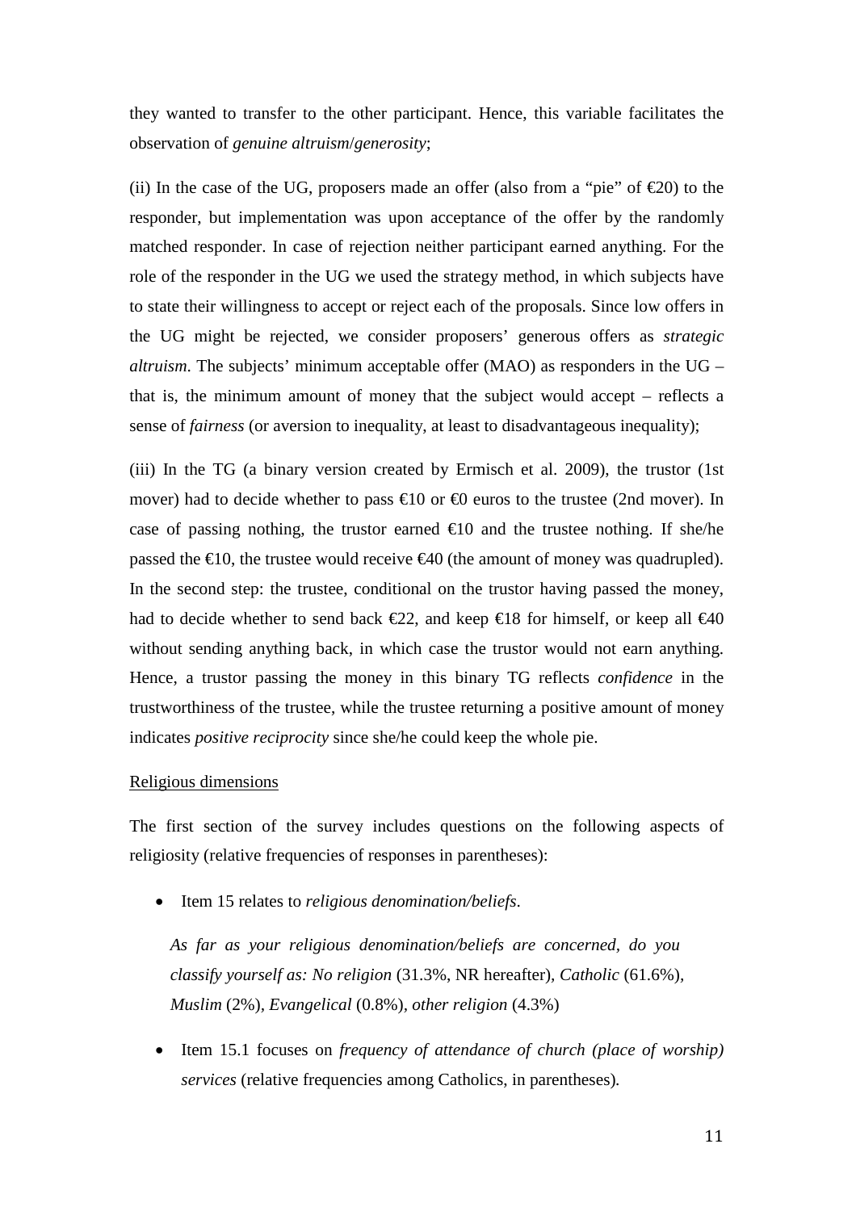they wanted to transfer to the other participant. Hence, this variable facilitates the observation of *genuine altruism*/*generosity*;

(ii) In the case of the UG, proposers made an offer (also from a "pie" of €20) to the responder, but implementation was upon acceptance of the offer by the randomly matched responder. In case of rejection neither participant earned anything. For the role of the responder in the UG we used the strategy method, in which subjects have to state their willingness to accept or reject each of the proposals. Since low offers in the UG might be rejected, we consider proposers' generous offers as *strategic altruism*. The subjects' minimum acceptable offer (MAO) as responders in the UG – that is, the minimum amount of money that the subject would accept – reflects a sense of *fairness* (or aversion to inequality, at least to disadvantageous inequality);

(iii) In the TG (a binary version created by Ermisch et al. 2009), the trustor (1st mover) had to decide whether to pass €10 or €0 euros to the trustee (2nd mover). In case of passing nothing, the trustor earned €10 and the trustee nothing. If she/he passed the €10, the trustee would receive €40 (the amount of money was quadrupled). In the second step: the trustee, conditional on the trustor having passed the money, had to decide whether to send back €22, and keep €18 for himself, or keep all €40 without sending anything back, in which case the trustor would not earn anything. Hence, a trustor passing the money in this binary TG reflects *confidence* in the trustworthiness of the trustee, while the trustee returning a positive amount of money indicates *positive reciprocity* since she/he could keep the whole pie.

Religious dimensions

The first section of the survey includes questions on the following aspects of religiosity (relative frequencies of responses in parentheses):

- Item 15 relates to *religious denomination/beliefs*.

  *As far as your religious denomination/beliefs are concerned, do you classify yourself as: No religion* (31.3%, NR hereafter), *Catholic* (61.6%), *Muslim* (2%), *Evangelical* (0.8%), *other religion* (4.3%)

- Item 15.1 focuses on *frequency of attendance of church (place of worship) services* (relative frequencies among Catholics, in parentheses).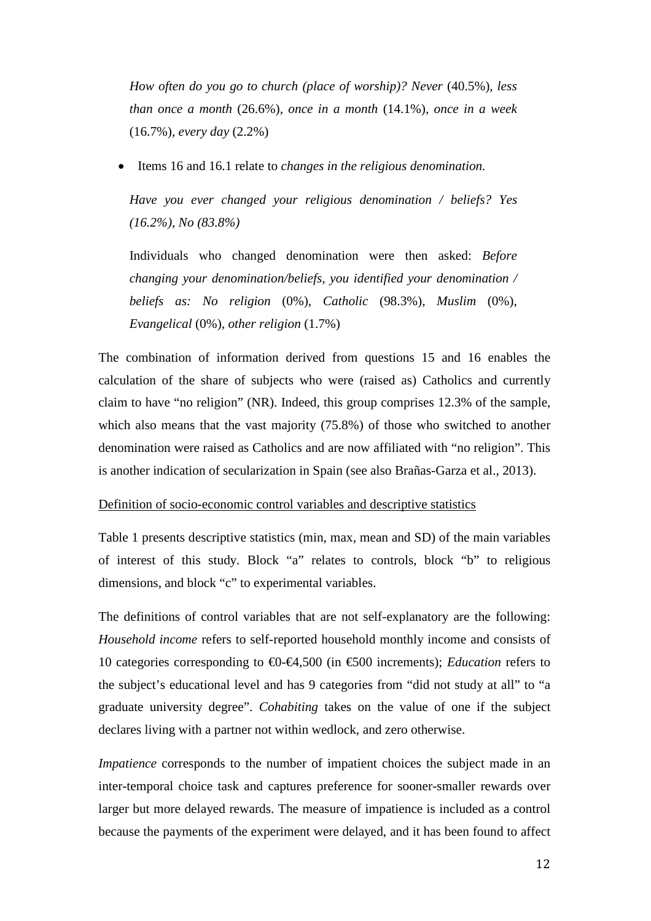*How often do you go to church (place of worship)? Never* (40.5%), *less than once a month* (26.6%), *once in a month* (14.1%), *once in a week* (16.7%), *every day* (2.2%)

- Items 16 and 16.1 relate to *changes in the religious denomination.*

  *Have you ever changed your religious denomination / beliefs? Yes (16.2%), No (83.8%)*

  Individuals who changed denomination were then asked: *Before changing your denomination/beliefs, you identified your denomination / beliefs as: No religion* (0%), *Catholic* (98.3%), *Muslim* (0%), *Evangelical* (0%), *other religion* (1.7%)

The combination of information derived from questions 15 and 16 enables the calculation of the share of subjects who were (raised as) Catholics and currently claim to have "no religion" (NR). Indeed, this group comprises 12.3% of the sample, which also means that the vast majority (75.8%) of those who switched to another denomination were raised as Catholics and are now affiliated with "no religion". This is another indication of secularization in Spain (see also Brañas-Garza et al., 2013).

Definition of socio-economic control variables and descriptive statistics

Table 1 presents descriptive statistics (min, max, mean and SD) of the main variables of interest of this study. Block "a" relates to controls, block "b" to religious dimensions, and block "c" to experimental variables.

The definitions of control variables that are not self-explanatory are the following: *Household income* refers to self-reported household monthly income and consists of 10 categories corresponding to €0-€4,500 (in €500 increments); *Education* refers to the subject's educational level and has 9 categories from "did not study at all" to "a graduate university degree". *Cohabiting* takes on the value of one if the subject declares living with a partner not within wedlock, and zero otherwise.

*Impatience* corresponds to the number of impatient choices the subject made in an inter-temporal choice task and captures preference for sooner-smaller rewards over larger but more delayed rewards. The measure of impatience is included as a control because the payments of the experiment were delayed, and it has been found to affect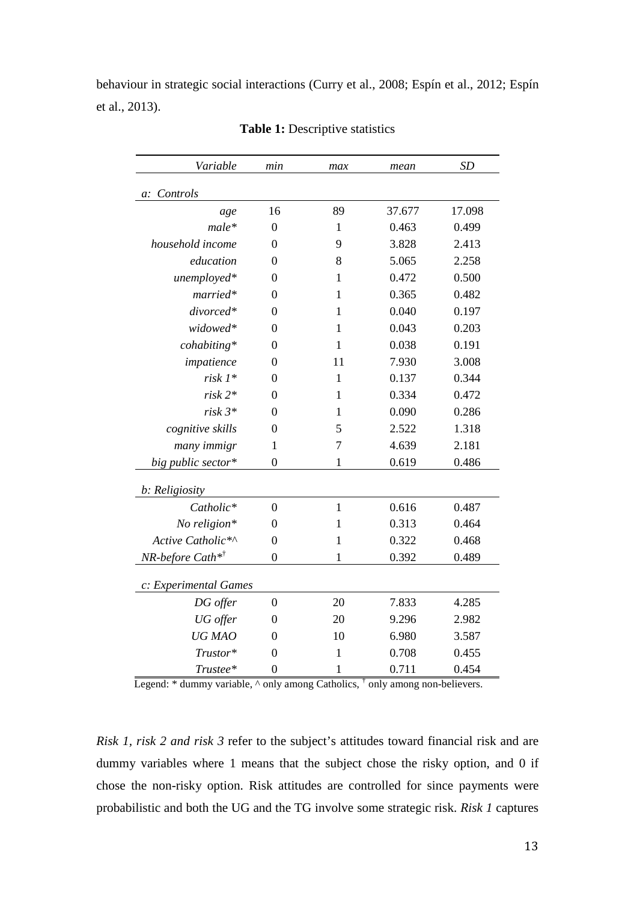behaviour in strategic social interactions (Curry et al., 2008; Espín et al., 2012; Espín et al., 2013).

**Table 1:** Descriptive statistics

| *Variable* | *min* | *max* | *mean* | *SD* |
|---|---|---|---|---|
| *a: Controls* | | | | |
| *age* | 16 | 89 | 37.677 | 17.098 |
| *male** | 0 | 1 | 0.463 | 0.499 |
| *household income* | 0 | 9 | 3.828 | 2.413 |
| *education* | 0 | 8 | 5.065 | 2.258 |
| *unemployed** | 0 | 1 | 0.472 | 0.500 |
| *married** | 0 | 1 | 0.365 | 0.482 |
| *divorced** | 0 | 1 | 0.040 | 0.197 |
| *widowed** | 0 | 1 | 0.043 | 0.203 |
| *cohabiting** | 0 | 1 | 0.038 | 0.191 |
| *impatience* | 0 | 11 | 7.930 | 3.008 |
| *risk 1** | 0 | 1 | 0.137 | 0.344 |
| *risk 2** | 0 | 1 | 0.334 | 0.472 |
| *risk 3** | 0 | 1 | 0.090 | 0.286 |
| *cognitive skills* | 0 | 5 | 2.522 | 1.318 |
| *many immigr* | 1 | 7 | 4.639 | 2.181 |
| *big public sector** | 0 | 1 | 0.619 | 0.486 |
| *b: Religiosity* | | | | |
| *Catholic** | 0 | 1 | 0.616 | 0.487 |
| *No religion** | 0 | 1 | 0.313 | 0.464 |
| *Active Catholic*^* | 0 | 1 | 0.322 | 0.468 |
| *NR-before Cath*†* | 0 | 1 | 0.392 | 0.489 |
| *c: Experimental Games* | | | | |
| *DG offer* | 0 | 20 | 7.833 | 4.285 |
| *UG offer* | 0 | 20 | 9.296 | 2.982 |
| *UG MAO* | 0 | 10 | 6.980 | 3.587 |
| *Trustor** | 0 | 1 | 0.708 | 0.455 |
| *Trustee** | 0 | 1 | 0.711 | 0.454 |

Legend: * dummy variable, ^ only among Catholics, † only among non-believers.

*Risk 1, risk 2 and risk 3* refer to the subject's attitudes toward financial risk and are dummy variables where 1 means that the subject chose the risky option, and 0 if chose the non-risky option. Risk attitudes are controlled for since payments were probabilistic and both the UG and the TG involve some strategic risk. *Risk 1* captures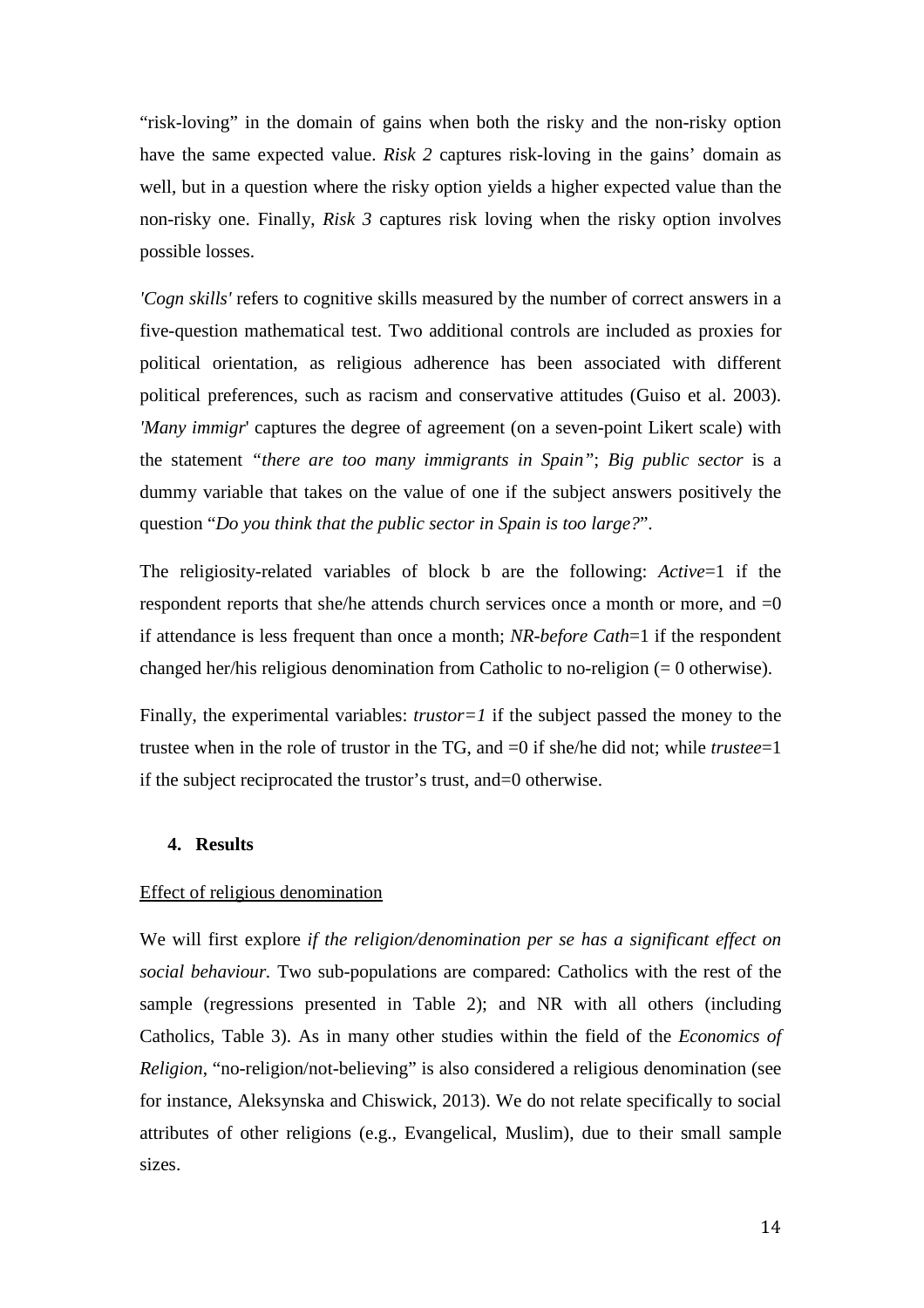"risk-loving" in the domain of gains when both the risky and the non-risky option have the same expected value. *Risk 2* captures risk-loving in the gains' domain as well, but in a question where the risky option yields a higher expected value than the non-risky one. Finally, *Risk 3* captures risk loving when the risky option involves possible losses.

*'Cogn skills'* refers to cognitive skills measured by the number of correct answers in a five-question mathematical test. Two additional controls are included as proxies for political orientation, as religious adherence has been associated with different political preferences, such as racism and conservative attitudes (Guiso et al. 2003). *'Many immigr*' captures the degree of agreement (on a seven-point Likert scale) with the statement *"there are too many immigrants in Spain"*; *Big public sector* is a dummy variable that takes on the value of one if the subject answers positively the question "*Do you think that the public sector in Spain is too large?*".

The religiosity-related variables of block b are the following: *Active*=1 if the respondent reports that she/he attends church services once a month or more, and =0 if attendance is less frequent than once a month; *NR-before Cath*=1 if the respondent changed her/his religious denomination from Catholic to no-religion (= 0 otherwise).

Finally, the experimental variables: *trustor=1* if the subject passed the money to the trustee when in the role of trustor in the TG, and =0 if she/he did not; while *trustee*=1 if the subject reciprocated the trustor's trust, and=0 otherwise.

## 4. Results

Effect of religious denomination

We will first explore *if the religion/denomination per se has a significant effect on social behaviour.* Two sub-populations are compared: Catholics with the rest of the sample (regressions presented in Table 2); and NR with all others (including Catholics, Table 3). As in many other studies within the field of the *Economics of Religion*, "no-religion/not-believing" is also considered a religious denomination (see for instance, Aleksynska and Chiswick, 2013). We do not relate specifically to social attributes of other religions (e.g., Evangelical, Muslim), due to their small sample sizes.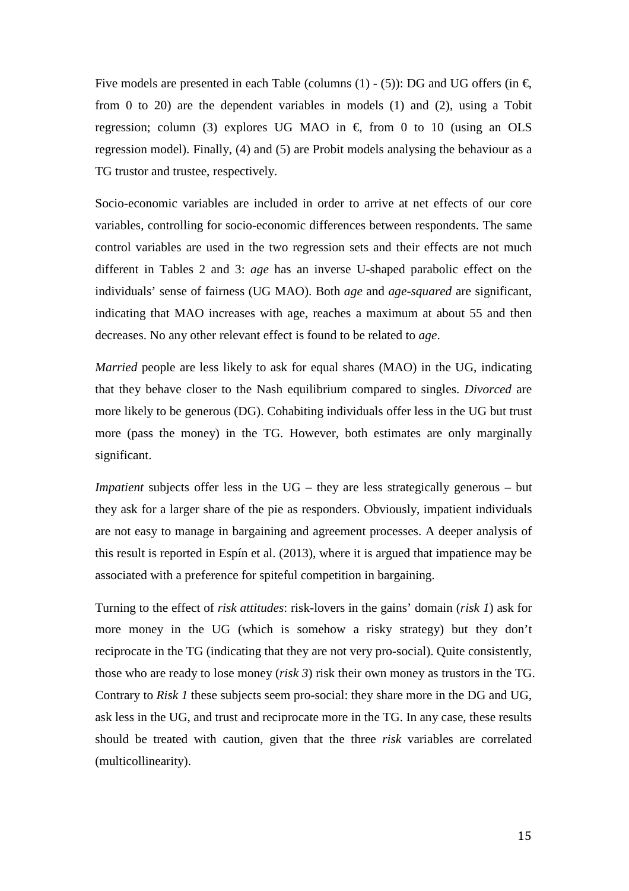Five models are presented in each Table (columns (1) - (5)): DG and UG offers (in €, from 0 to 20) are the dependent variables in models (1) and (2), using a Tobit regression; column (3) explores UG MAO in €, from 0 to 10 (using an OLS regression model). Finally, (4) and (5) are Probit models analysing the behaviour as a TG trustor and trustee, respectively.

Socio-economic variables are included in order to arrive at net effects of our core variables, controlling for socio-economic differences between respondents. The same control variables are used in the two regression sets and their effects are not much different in Tables 2 and 3: *age* has an inverse U-shaped parabolic effect on the individuals' sense of fairness (UG MAO). Both *age* and *age-squared* are significant, indicating that MAO increases with age, reaches a maximum at about 55 and then decreases. No any other relevant effect is found to be related to *age*.

*Married* people are less likely to ask for equal shares (MAO) in the UG, indicating that they behave closer to the Nash equilibrium compared to singles. *Divorced* are more likely to be generous (DG). Cohabiting individuals offer less in the UG but trust more (pass the money) in the TG. However, both estimates are only marginally significant.

*Impatient* subjects offer less in the UG – they are less strategically generous – but they ask for a larger share of the pie as responders. Obviously, impatient individuals are not easy to manage in bargaining and agreement processes. A deeper analysis of this result is reported in Espín et al. (2013), where it is argued that impatience may be associated with a preference for spiteful competition in bargaining.

Turning to the effect of *risk attitudes*: risk-lovers in the gains' domain (*risk 1*) ask for more money in the UG (which is somehow a risky strategy) but they don't reciprocate in the TG (indicating that they are not very pro-social). Quite consistently, those who are ready to lose money (*risk 3*) risk their own money as trustors in the TG. Contrary to *Risk 1* these subjects seem pro-social: they share more in the DG and UG, ask less in the UG, and trust and reciprocate more in the TG. In any case, these results should be treated with caution, given that the three *risk* variables are correlated (multicollinearity).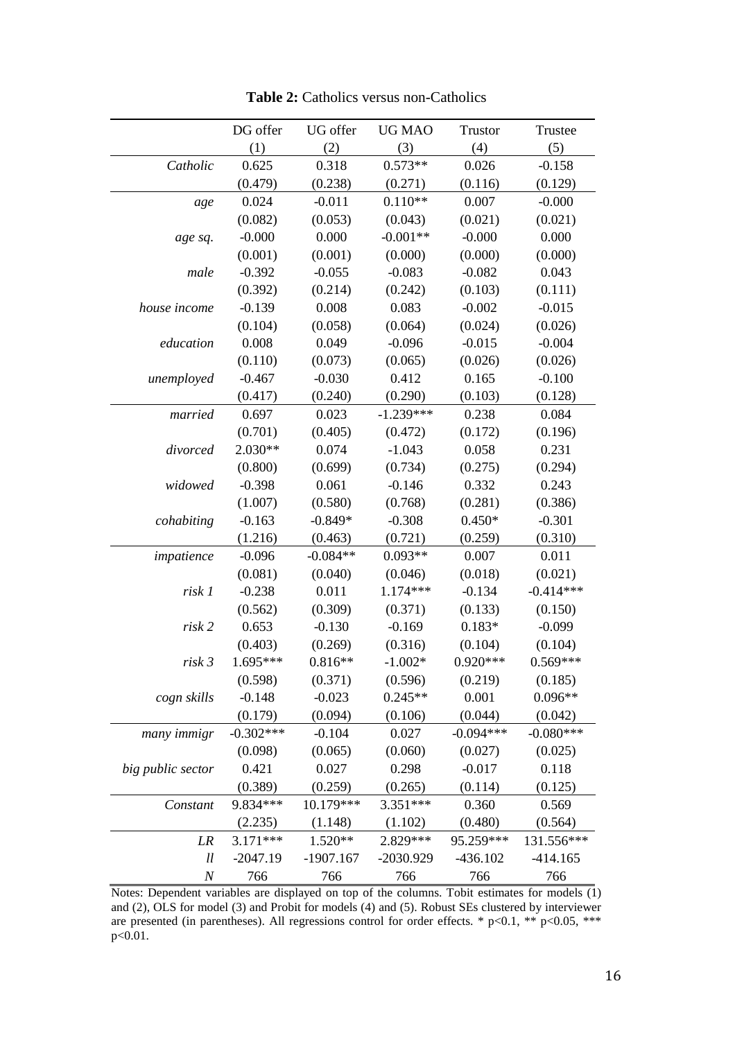**Table 2:** Catholics versus non-Catholics

| | DG offer | UG offer | UG MAO | Trustor | Trustee |
|---|---|---|---|---|---|
| | (1) | (2) | (3) | (4) | (5) |
| *Catholic* | 0.625 | 0.318 | 0.573** | 0.026 | -0.158 |
| | (0.479) | (0.238) | (0.271) | (0.116) | (0.129) |
| *age* | 0.024 | -0.011 | 0.110** | 0.007 | -0.000 |
| | (0.082) | (0.053) | (0.043) | (0.021) | (0.021) |
| *age sq.* | -0.000 | 0.000 | -0.001** | -0.000 | 0.000 |
| | (0.001) | (0.001) | (0.000) | (0.000) | (0.000) |
| *male* | -0.392 | -0.055 | -0.083 | -0.082 | 0.043 |
| | (0.392) | (0.214) | (0.242) | (0.103) | (0.111) |
| *house income* | -0.139 | 0.008 | 0.083 | -0.002 | -0.015 |
| | (0.104) | (0.058) | (0.064) | (0.024) | (0.026) |
| *education* | 0.008 | 0.049 | -0.096 | -0.015 | -0.004 |
| | (0.110) | (0.073) | (0.065) | (0.026) | (0.026) |
| *unemployed* | -0.467 | -0.030 | 0.412 | 0.165 | -0.100 |
| | (0.417) | (0.240) | (0.290) | (0.103) | (0.128) |
| *married* | 0.697 | 0.023 | -1.239*** | 0.238 | 0.084 |
| | (0.701) | (0.405) | (0.472) | (0.172) | (0.196) |
| *divorced* | 2.030** | 0.074 | -1.043 | 0.058 | 0.231 |
| | (0.800) | (0.699) | (0.734) | (0.275) | (0.294) |
| *widowed* | -0.398 | 0.061 | -0.146 | 0.332 | 0.243 |
| | (1.007) | (0.580) | (0.768) | (0.281) | (0.386) |
| *cohabiting* | -0.163 | -0.849* | -0.308 | 0.450* | -0.301 |
| | (1.216) | (0.463) | (0.721) | (0.259) | (0.310) |
| *impatience* | -0.096 | -0.084** | 0.093** | 0.007 | 0.011 |
| | (0.081) | (0.040) | (0.046) | (0.018) | (0.021) |
| *risk 1* | -0.238 | 0.011 | 1.174*** | -0.134 | -0.414*** |
| | (0.562) | (0.309) | (0.371) | (0.133) | (0.150) |
| *risk 2* | 0.653 | -0.130 | -0.169 | 0.183* | -0.099 |
| | (0.403) | (0.269) | (0.316) | (0.104) | (0.104) |
| *risk 3* | 1.695*** | 0.816** | -1.002* | 0.920*** | 0.569*** |
| | (0.598) | (0.371) | (0.596) | (0.219) | (0.185) |
| *cogn skills* | -0.148 | -0.023 | 0.245** | 0.001 | 0.096** |
| | (0.179) | (0.094) | (0.106) | (0.044) | (0.042) |
| *many immigr* | -0.302*** | -0.104 | 0.027 | -0.094*** | -0.080*** |
| | (0.098) | (0.065) | (0.060) | (0.027) | (0.025) |
| *big public sector* | 0.421 | 0.027 | 0.298 | -0.017 | 0.118 |
| | (0.389) | (0.259) | (0.265) | (0.114) | (0.125) |
| *Constant* | 9.834*** | 10.179*** | 3.351*** | 0.360 | 0.569 |
| | (2.235) | (1.148) | (1.102) | (0.480) | (0.564) |
| *LR* | 3.171*** | 1.520** | 2.829*** | 95.259*** | 131.556*** |
| *ll* | -2047.19 | -1907.167 | -2030.929 | -436.102 | -414.165 |
| *N* | 766 | 766 | 766 | 766 | 766 |

Notes: Dependent variables are displayed on top of the columns. Tobit estimates for models (1) and (2), OLS for model (3) and Probit for models (4) and (5). Robust SEs clustered by interviewer are presented (in parentheses). All regressions control for order effects. * p<0.1, ** p<0.05, *** p<0.01.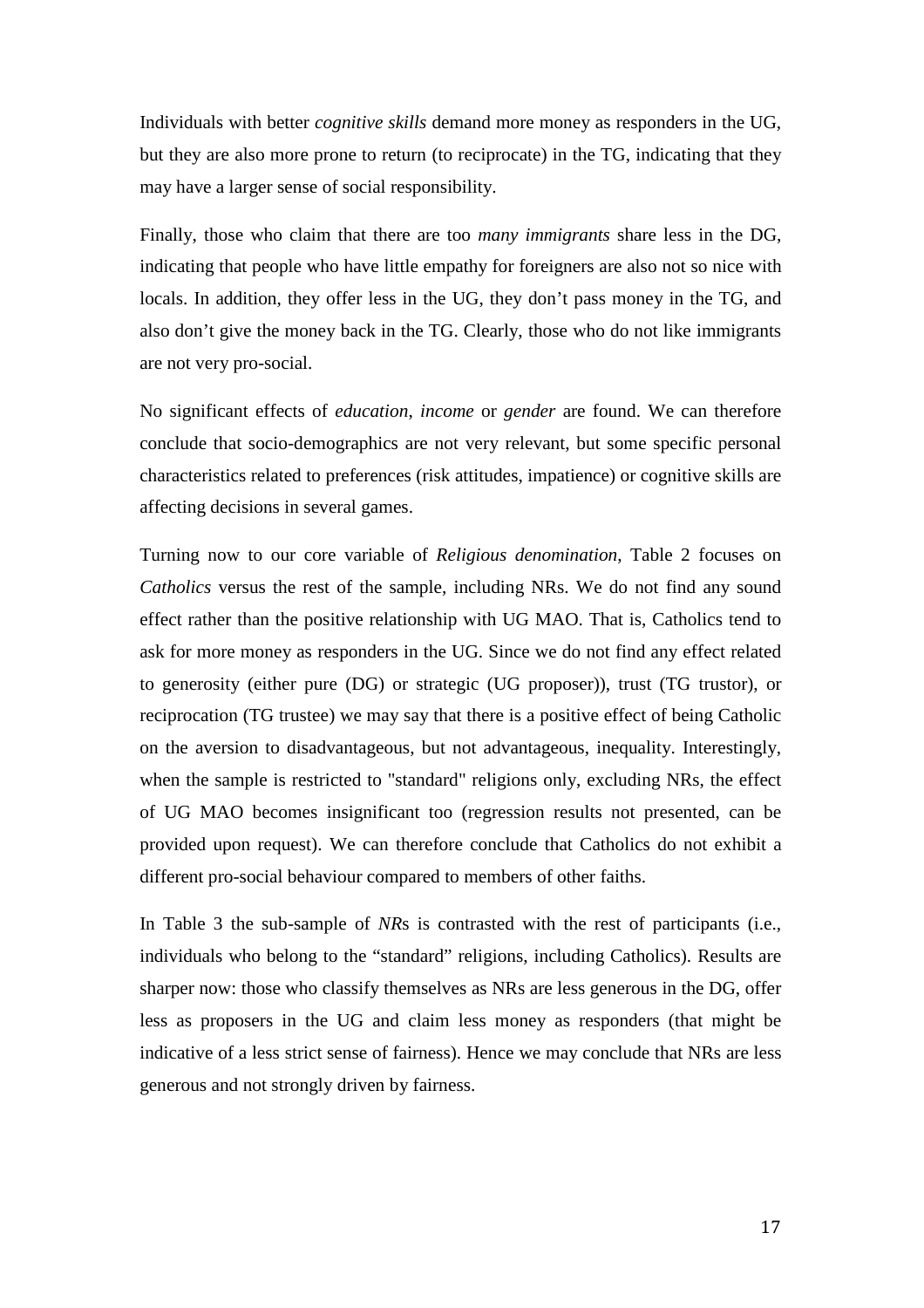Individuals with better *cognitive skills* demand more money as responders in the UG, but they are also more prone to return (to reciprocate) in the TG, indicating that they may have a larger sense of social responsibility.

Finally, those who claim that there are too *many immigrants* share less in the DG, indicating that people who have little empathy for foreigners are also not so nice with locals. In addition, they offer less in the UG, they don't pass money in the TG, and also don't give the money back in the TG. Clearly, those who do not like immigrants are not very pro-social.

No significant effects of *education*, *income* or *gender* are found. We can therefore conclude that socio-demographics are not very relevant, but some specific personal characteristics related to preferences (risk attitudes, impatience) or cognitive skills are affecting decisions in several games.

Turning now to our core variable of *Religious denomination*, Table 2 focuses on *Catholics* versus the rest of the sample, including NRs. We do not find any sound effect rather than the positive relationship with UG MAO. That is, Catholics tend to ask for more money as responders in the UG. Since we do not find any effect related to generosity (either pure (DG) or strategic (UG proposer)), trust (TG trustor), or reciprocation (TG trustee) we may say that there is a positive effect of being Catholic on the aversion to disadvantageous, but not advantageous, inequality. Interestingly, when the sample is restricted to "standard" religions only, excluding NRs, the effect of UG MAO becomes insignificant too (regression results not presented, can be provided upon request). We can therefore conclude that Catholics do not exhibit a different pro-social behaviour compared to members of other faiths.

In Table 3 the sub-sample of *NR*s is contrasted with the rest of participants (i.e., individuals who belong to the "standard" religions, including Catholics). Results are sharper now: those who classify themselves as NRs are less generous in the DG, offer less as proposers in the UG and claim less money as responders (that might be indicative of a less strict sense of fairness). Hence we may conclude that NRs are less generous and not strongly driven by fairness.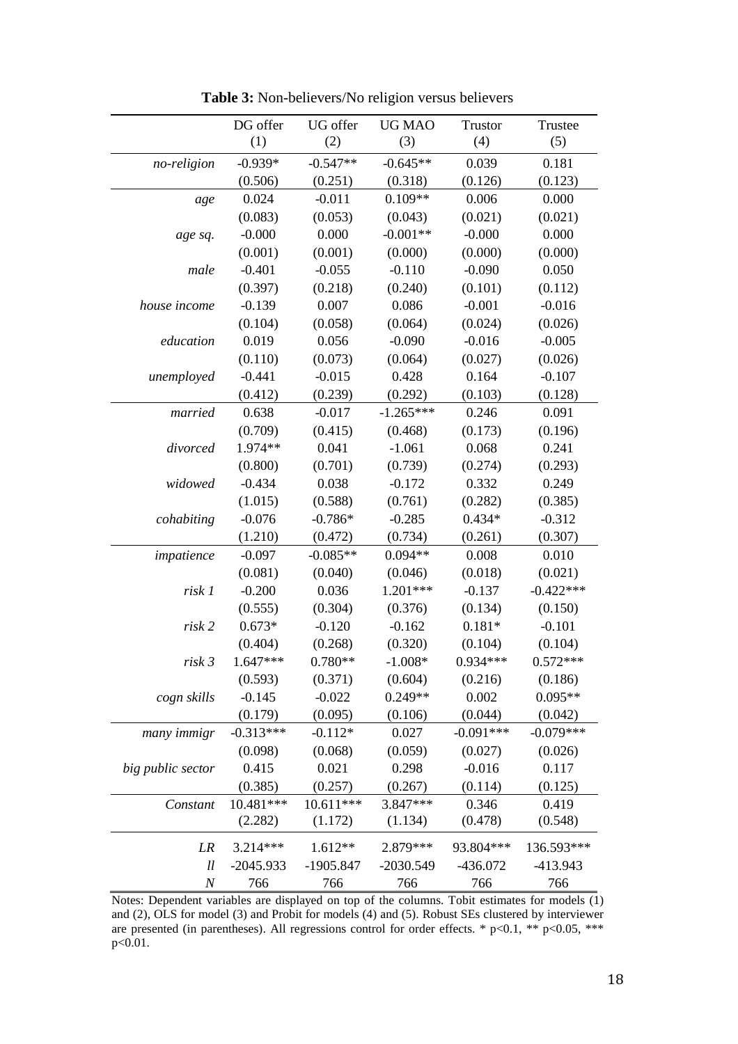**Table 3:** Non-believers/No religion versus believers

| | DG offer (1) | UG offer (2) | UG MAO (3) | Trustor (4) | Trustee (5) |
|---|---|---|---|---|---|
| *no-religion* | -0.939* | -0.547** | -0.645** | 0.039 | 0.181 |
| | (0.506) | (0.251) | (0.318) | (0.126) | (0.123) |
| *age* | 0.024 | -0.011 | 0.109** | 0.006 | 0.000 |
| | (0.083) | (0.053) | (0.043) | (0.021) | (0.021) |
| *age sq.* | -0.000 | 0.000 | -0.001** | -0.000 | 0.000 |
| | (0.001) | (0.001) | (0.000) | (0.000) | (0.000) |
| *male* | -0.401 | -0.055 | -0.110 | -0.090 | 0.050 |
| | (0.397) | (0.218) | (0.240) | (0.101) | (0.112) |
| *house income* | -0.139 | 0.007 | 0.086 | -0.001 | -0.016 |
| | (0.104) | (0.058) | (0.064) | (0.024) | (0.026) |
| *education* | 0.019 | 0.056 | -0.090 | -0.016 | -0.005 |
| | (0.110) | (0.073) | (0.064) | (0.027) | (0.026) |
| *unemployed* | -0.441 | -0.015 | 0.428 | 0.164 | -0.107 |
| | (0.412) | (0.239) | (0.292) | (0.103) | (0.128) |
| *married* | 0.638 | -0.017 | -1.265*** | 0.246 | 0.091 |
| | (0.709) | (0.415) | (0.468) | (0.173) | (0.196) |
| *divorced* | 1.974** | 0.041 | -1.061 | 0.068 | 0.241 |
| | (0.800) | (0.701) | (0.739) | (0.274) | (0.293) |
| *widowed* | -0.434 | 0.038 | -0.172 | 0.332 | 0.249 |
| | (1.015) | (0.588) | (0.761) | (0.282) | (0.385) |
| *cohabiting* | -0.076 | -0.786* | -0.285 | 0.434* | -0.312 |
| | (1.210) | (0.472) | (0.734) | (0.261) | (0.307) |
| *impatience* | -0.097 | -0.085** | 0.094** | 0.008 | 0.010 |
| | (0.081) | (0.040) | (0.046) | (0.018) | (0.021) |
| *risk 1* | -0.200 | 0.036 | 1.201*** | -0.137 | -0.422*** |
| | (0.555) | (0.304) | (0.376) | (0.134) | (0.150) |
| *risk 2* | 0.673* | -0.120 | -0.162 | 0.181* | -0.101 |
| | (0.404) | (0.268) | (0.320) | (0.104) | (0.104) |
| *risk 3* | 1.647*** | 0.780** | -1.008* | 0.934*** | 0.572*** |
| | (0.593) | (0.371) | (0.604) | (0.216) | (0.186) |
| *cogn skills* | -0.145 | -0.022 | 0.249** | 0.002 | 0.095** |
| | (0.179) | (0.095) | (0.106) | (0.044) | (0.042) |
| *many immigr* | -0.313*** | -0.112* | 0.027 | -0.091*** | -0.079*** |
| | (0.098) | (0.068) | (0.059) | (0.027) | (0.026) |
| *big public sector* | 0.415 | 0.021 | 0.298 | -0.016 | 0.117 |
| | (0.385) | (0.257) | (0.267) | (0.114) | (0.125) |
| *Constant* | 10.481*** | 10.611*** | 3.847*** | 0.346 | 0.419 |
| | (2.282) | (1.172) | (1.134) | (0.478) | (0.548) |
| *LR* | 3.214*** | 1.612** | 2.879*** | 93.804*** | 136.593*** |
| *ll* | -2045.933 | -1905.847 | -2030.549 | -436.072 | -413.943 |
| *N* | 766 | 766 | 766 | 766 | 766 |

Notes: Dependent variables are displayed on top of the columns. Tobit estimates for models (1) and (2), OLS for model (3) and Probit for models (4) and (5). Robust SEs clustered by interviewer are presented (in parentheses). All regressions control for order effects. * $p<0.1$, ** $p<0.05$, *** $p<0.01$.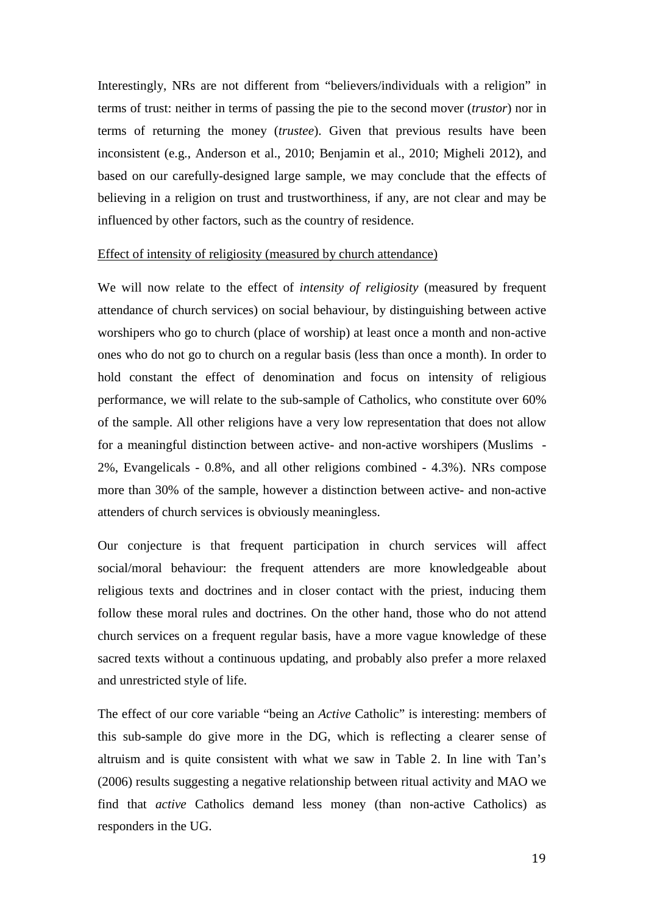Interestingly, NRs are not different from "believers/individuals with a religion" in terms of trust: neither in terms of passing the pie to the second mover (*trustor*) nor in terms of returning the money (*trustee*). Given that previous results have been inconsistent (e.g., Anderson et al., 2010; Benjamin et al., 2010; Migheli 2012), and based on our carefully-designed large sample, we may conclude that the effects of believing in a religion on trust and trustworthiness, if any, are not clear and may be influenced by other factors, such as the country of residence.

<u>Effect of intensity of religiosity (measured by church attendance)</u>

We will now relate to the effect of *intensity of religiosity* (measured by frequent attendance of church services) on social behaviour, by distinguishing between active worshipers who go to church (place of worship) at least once a month and non-active ones who do not go to church on a regular basis (less than once a month). In order to hold constant the effect of denomination and focus on intensity of religious performance, we will relate to the sub-sample of Catholics, who constitute over 60% of the sample. All other religions have a very low representation that does not allow for a meaningful distinction between active- and non-active worshipers (Muslims - 2%, Evangelicals - 0.8%, and all other religions combined - 4.3%). NRs compose more than 30% of the sample, however a distinction between active- and non-active attenders of church services is obviously meaningless.

Our conjecture is that frequent participation in church services will affect social/moral behaviour: the frequent attenders are more knowledgeable about religious texts and doctrines and in closer contact with the priest, inducing them follow these moral rules and doctrines. On the other hand, those who do not attend church services on a frequent regular basis, have a more vague knowledge of these sacred texts without a continuous updating, and probably also prefer a more relaxed and unrestricted style of life.

The effect of our core variable "being an *Active* Catholic" is interesting: members of this sub-sample do give more in the DG, which is reflecting a clearer sense of altruism and is quite consistent with what we saw in Table 2. In line with Tan's (2006) results suggesting a negative relationship between ritual activity and MAO we find that *active* Catholics demand less money (than non-active Catholics) as responders in the UG.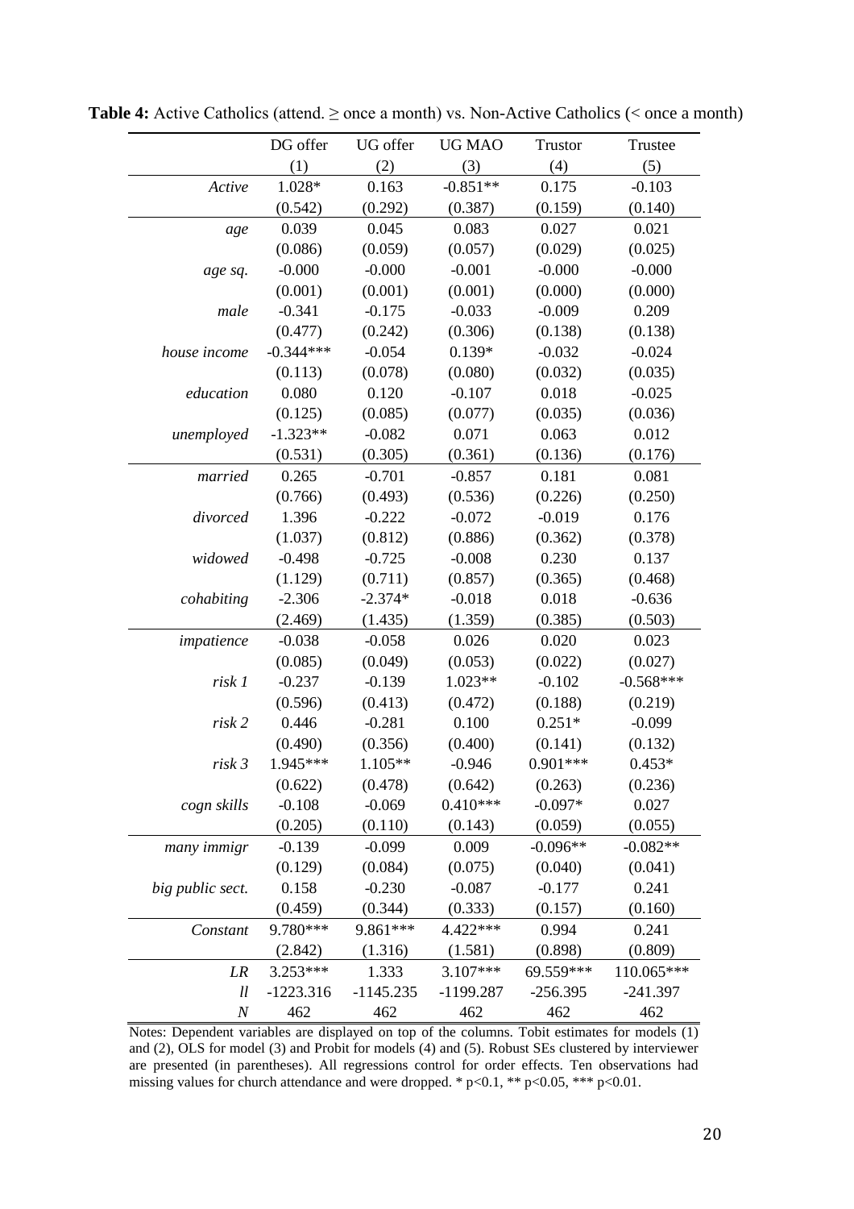**Table 4:** Active Catholics (attend. ≥ once a month) vs. Non-Active Catholics (< once a month)

| | DG offer | UG offer | UG MAO | Trustor | Trustee |
|---|---|---|---|---|---|
| | (1) | (2) | (3) | (4) | (5) |
| *Active* | 1.028* | 0.163 | -0.851** | 0.175 | -0.103 |
| | (0.542) | (0.292) | (0.387) | (0.159) | (0.140) |
| *age* | 0.039 | 0.045 | 0.083 | 0.027 | 0.021 |
| | (0.086) | (0.059) | (0.057) | (0.029) | (0.025) |
| *age sq.* | -0.000 | -0.000 | -0.001 | -0.000 | -0.000 |
| | (0.001) | (0.001) | (0.001) | (0.000) | (0.000) |
| *male* | -0.341 | -0.175 | -0.033 | -0.009 | 0.209 |
| | (0.477) | (0.242) | (0.306) | (0.138) | (0.138) |
| *house income* | -0.344*** | -0.054 | 0.139* | -0.032 | -0.024 |
| | (0.113) | (0.078) | (0.080) | (0.032) | (0.035) |
| *education* | 0.080 | 0.120 | -0.107 | 0.018 | -0.025 |
| | (0.125) | (0.085) | (0.077) | (0.035) | (0.036) |
| *unemployed* | -1.323** | -0.082 | 0.071 | 0.063 | 0.012 |
| | (0.531) | (0.305) | (0.361) | (0.136) | (0.176) |
| *married* | 0.265 | -0.701 | -0.857 | 0.181 | 0.081 |
| | (0.766) | (0.493) | (0.536) | (0.226) | (0.250) |
| *divorced* | 1.396 | -0.222 | -0.072 | -0.019 | 0.176 |
| | (1.037) | (0.812) | (0.886) | (0.362) | (0.378) |
| *widowed* | -0.498 | -0.725 | -0.008 | 0.230 | 0.137 |
| | (1.129) | (0.711) | (0.857) | (0.365) | (0.468) |
| *cohabiting* | -2.306 | -2.374* | -0.018 | 0.018 | -0.636 |
| | (2.469) | (1.435) | (1.359) | (0.385) | (0.503) |
| *impatience* | -0.038 | -0.058 | 0.026 | 0.020 | 0.023 |
| | (0.085) | (0.049) | (0.053) | (0.022) | (0.027) |
| *risk 1* | -0.237 | -0.139 | 1.023** | -0.102 | -0.568*** |
| | (0.596) | (0.413) | (0.472) | (0.188) | (0.219) |
| *risk 2* | 0.446 | -0.281 | 0.100 | 0.251* | -0.099 |
| | (0.490) | (0.356) | (0.400) | (0.141) | (0.132) |
| *risk 3* | 1.945*** | 1.105** | -0.946 | 0.901*** | 0.453* |
| | (0.622) | (0.478) | (0.642) | (0.263) | (0.236) |
| *cogn skills* | -0.108 | -0.069 | 0.410*** | -0.097* | 0.027 |
| | (0.205) | (0.110) | (0.143) | (0.059) | (0.055) |
| *many immigr* | -0.139 | -0.099 | 0.009 | -0.096** | -0.082** |
| | (0.129) | (0.084) | (0.075) | (0.040) | (0.041) |
| *big public sect.* | 0.158 | -0.230 | -0.087 | -0.177 | 0.241 |
| | (0.459) | (0.344) | (0.333) | (0.157) | (0.160) |
| *Constant* | 9.780*** | 9.861*** | 4.422*** | 0.994 | 0.241 |
| | (2.842) | (1.316) | (1.581) | (0.898) | (0.809) |
| *LR* | 3.253*** | 1.333 | 3.107*** | 69.559*** | 110.065*** |
| *ll* | -1223.316 | -1145.235 | -1199.287 | -256.395 | -241.397 |
| *N* | 462 | 462 | 462 | 462 | 462 |

Notes: Dependent variables are displayed on top of the columns. Tobit estimates for models (1) and (2), OLS for model (3) and Probit for models (4) and (5). Robust SEs clustered by interviewer are presented (in parentheses). All regressions control for order effects. Ten observations had missing values for church attendance and were dropped. * $p<0.1$, ** $p<0.05$, *** $p<0.01$.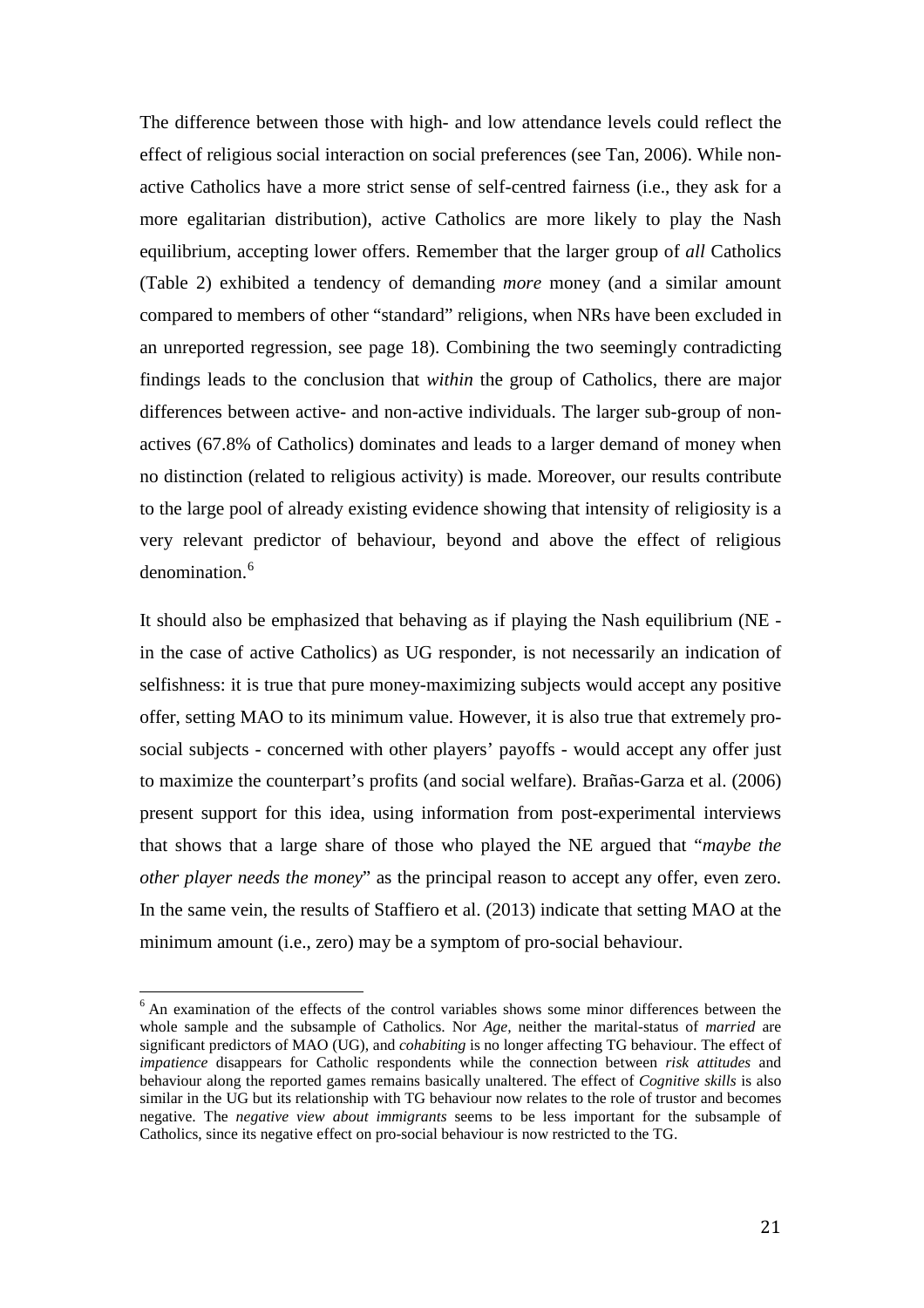The difference between those with high- and low attendance levels could reflect the effect of religious social interaction on social preferences (see Tan, 2006). While non-active Catholics have a more strict sense of self-centred fairness (i.e., they ask for a more egalitarian distribution), active Catholics are more likely to play the Nash equilibrium, accepting lower offers. Remember that the larger group of *all* Catholics (Table 2) exhibited a tendency of demanding *more* money (and a similar amount compared to members of other "standard" religions, when NRs have been excluded in an unreported regression, see page 18). Combining the two seemingly contradicting findings leads to the conclusion that *within* the group of Catholics, there are major differences between active- and non-active individuals. The larger sub-group of non-actives (67.8% of Catholics) dominates and leads to a larger demand of money when no distinction (related to religious activity) is made. Moreover, our results contribute to the large pool of already existing evidence showing that intensity of religiosity is a very relevant predictor of behaviour, beyond and above the effect of religious denomination.[6]

It should also be emphasized that behaving as if playing the Nash equilibrium (NE - in the case of active Catholics) as UG responder, is not necessarily an indication of selfishness: it is true that pure money-maximizing subjects would accept any positive offer, setting MAO to its minimum value. However, it is also true that extremely pro-social subjects - concerned with other players' payoffs - would accept any offer just to maximize the counterpart's profits (and social welfare). Brañas-Garza et al. (2006) present support for this idea, using information from post-experimental interviews that shows that a large share of those who played the NE argued that "*maybe the other player needs the money*" as the principal reason to accept any offer, even zero. In the same vein, the results of Staffiero et al. (2013) indicate that setting MAO at the minimum amount (i.e., zero) may be a symptom of pro-social behaviour.

[6] An examination of the effects of the control variables shows some minor differences between the whole sample and the subsample of Catholics. Nor *Age*, neither the marital-status of *married* are significant predictors of MAO (UG), and *cohabiting* is no longer affecting TG behaviour. The effect of *impatience* disappears for Catholic respondents while the connection between *risk attitudes* and behaviour along the reported games remains basically unaltered. The effect of *Cognitive skills* is also similar in the UG but its relationship with TG behaviour now relates to the role of trustor and becomes negative. The *negative view about immigrants* seems to be less important for the subsample of Catholics, since its negative effect on pro-social behaviour is now restricted to the TG.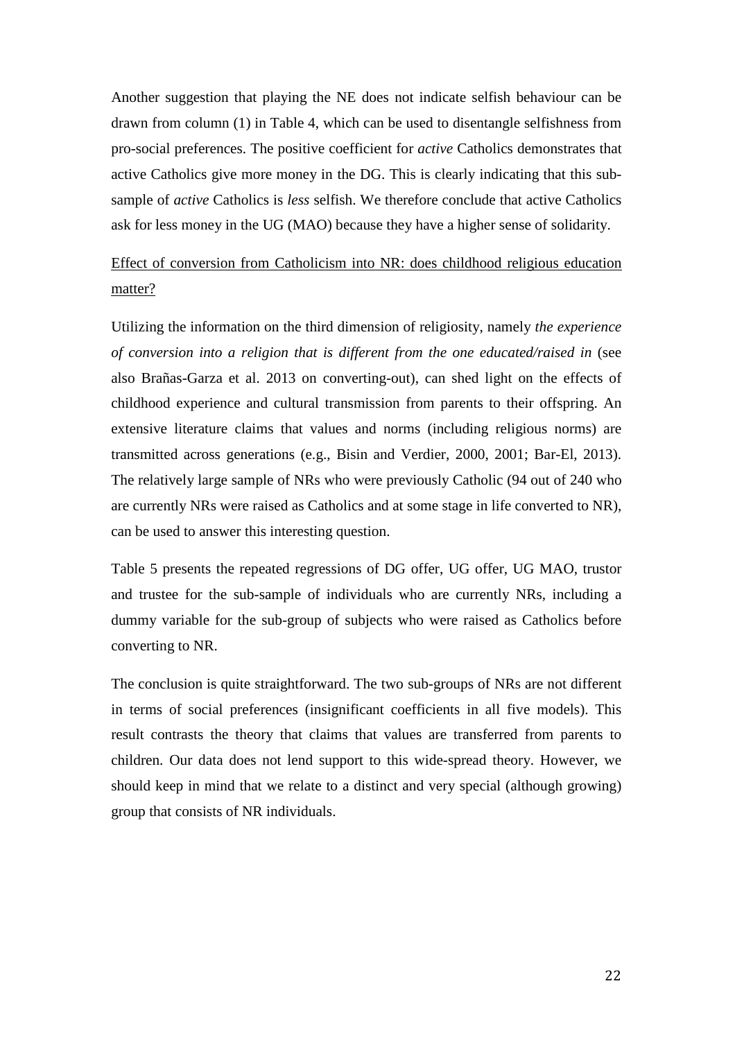Another suggestion that playing the NE does not indicate selfish behaviour can be drawn from column (1) in Table 4, which can be used to disentangle selfishness from pro-social preferences. The positive coefficient for *active* Catholics demonstrates that active Catholics give more money in the DG. This is clearly indicating that this sub-sample of *active* Catholics is *less* selfish. We therefore conclude that active Catholics ask for less money in the UG (MAO) because they have a higher sense of solidarity.

<u>Effect of conversion from Catholicism into NR: does childhood religious education matter?</u>

Utilizing the information on the third dimension of religiosity, namely *the experience of conversion into a religion that is different from the one educated/raised in* (see also Brañas-Garza et al. 2013 on converting-out), can shed light on the effects of childhood experience and cultural transmission from parents to their offspring. An extensive literature claims that values and norms (including religious norms) are transmitted across generations (e.g., Bisin and Verdier, 2000, 2001; Bar-El, 2013). The relatively large sample of NRs who were previously Catholic (94 out of 240 who are currently NRs were raised as Catholics and at some stage in life converted to NR), can be used to answer this interesting question.

Table 5 presents the repeated regressions of DG offer, UG offer, UG MAO, trustor and trustee for the sub-sample of individuals who are currently NRs, including a dummy variable for the sub-group of subjects who were raised as Catholics before converting to NR.

The conclusion is quite straightforward. The two sub-groups of NRs are not different in terms of social preferences (insignificant coefficients in all five models). This result contrasts the theory that claims that values are transferred from parents to children. Our data does not lend support to this wide-spread theory. However, we should keep in mind that we relate to a distinct and very special (although growing) group that consists of NR individuals.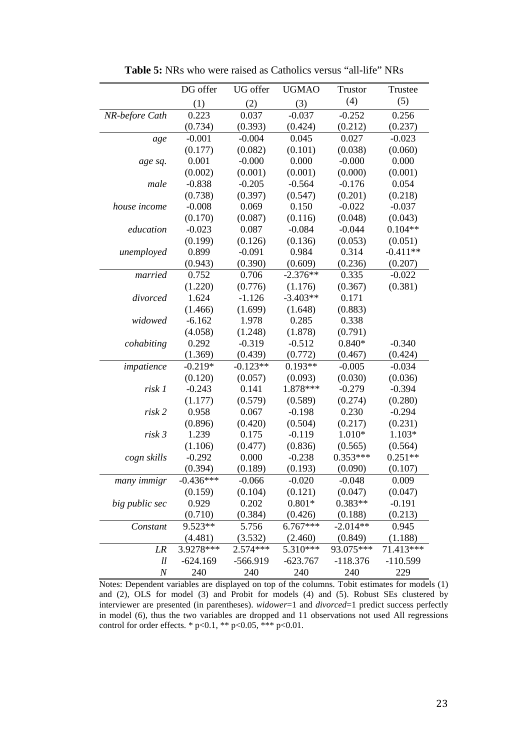**Table 5:** NRs who were raised as Catholics versus "all-life" NRs

| | DG offer | UG offer | UGMAO | Trustor | Trustee |
|---|---|---|---|---|---|
| | (1) | (2) | (3) | (4) | (5) |
| *NR-before Cath* | 0.223 | 0.037 | -0.037 | -0.252 | 0.256 |
| | (0.734) | (0.393) | (0.424) | (0.212) | (0.237) |
| *age* | -0.001 | -0.004 | 0.045 | 0.027 | -0.023 |
| | (0.177) | (0.082) | (0.101) | (0.038) | (0.060) |
| *age sq.* | 0.001 | -0.000 | 0.000 | -0.000 | 0.000 |
| | (0.002) | (0.001) | (0.001) | (0.000) | (0.001) |
| *male* | -0.838 | -0.205 | -0.564 | -0.176 | 0.054 |
| | (0.738) | (0.397) | (0.547) | (0.201) | (0.218) |
| *house income* | -0.008 | 0.069 | 0.150 | -0.022 | -0.037 |
| | (0.170) | (0.087) | (0.116) | (0.048) | (0.043) |
| *education* | -0.023 | 0.087 | -0.084 | -0.044 | 0.104** |
| | (0.199) | (0.126) | (0.136) | (0.053) | (0.051) |
| *unemployed* | 0.899 | -0.091 | 0.984 | 0.314 | -0.411** |
| | (0.943) | (0.390) | (0.609) | (0.236) | (0.207) |
| *married* | 0.752 | 0.706 | -2.376** | 0.335 | -0.022 |
| | (1.220) | (0.776) | (1.176) | (0.367) | (0.381) |
| *divorced* | 1.624 | -1.126 | -3.403** | 0.171 | |
| | (1.466) | (1.699) | (1.648) | (0.883) | |
| *widowed* | -6.162 | 1.978 | 0.285 | 0.338 | |
| | (4.058) | (1.248) | (1.878) | (0.791) | |
| *cohabiting* | 0.292 | -0.319 | -0.512 | 0.840* | -0.340 |
| | (1.369) | (0.439) | (0.772) | (0.467) | (0.424) |
| *impatience* | -0.219* | -0.123** | 0.193** | -0.005 | -0.034 |
| | (0.120) | (0.057) | (0.093) | (0.030) | (0.036) |
| *risk 1* | -0.243 | 0.141 | 1.878*** | -0.279 | -0.394 |
| | (1.177) | (0.579) | (0.589) | (0.274) | (0.280) |
| *risk 2* | 0.958 | 0.067 | -0.198 | 0.230 | -0.294 |
| | (0.896) | (0.420) | (0.504) | (0.217) | (0.231) |
| *risk 3* | 1.239 | 0.175 | -0.119 | 1.010* | 1.103* |
| | (1.106) | (0.477) | (0.836) | (0.565) | (0.564) |
| *cogn skills* | -0.292 | 0.000 | -0.238 | 0.353*** | 0.251** |
| | (0.394) | (0.189) | (0.193) | (0.090) | (0.107) |
| *many immigr* | -0.436*** | -0.066 | -0.020 | -0.048 | 0.009 |
| | (0.159) | (0.104) | (0.121) | (0.047) | (0.047) |
| *big public sec* | 0.929 | 0.202 | 0.801* | 0.383** | -0.191 |
| | (0.710) | (0.384) | (0.426) | (0.188) | (0.213) |
| *Constant* | 9.523** | 5.756 | 6.767*** | -2.014** | 0.945 |
| | (4.481) | (3.532) | (2.460) | (0.849) | (1.188) |
| *LR* | 3.9278*** | 2.574*** | 5.310*** | 93.075*** | 71.413*** |
| *ll* | -624.169 | -566.919 | -623.767 | -118.376 | -110.599 |
| *N* | 240 | 240 | 240 | 240 | 229 |

Notes: Dependent variables are displayed on top of the columns. Tobit estimates for models (1) and (2), OLS for model (3) and Probit for models (4) and (5). Robust SEs clustered by interviewer are presented (in parentheses). *widower*=1 and *divorced*=1 predict success perfectly in model (6), thus the two variables are dropped and 11 observations not used All regressions control for order effects. * p<0.1, ** p<0.05, *** p<0.01.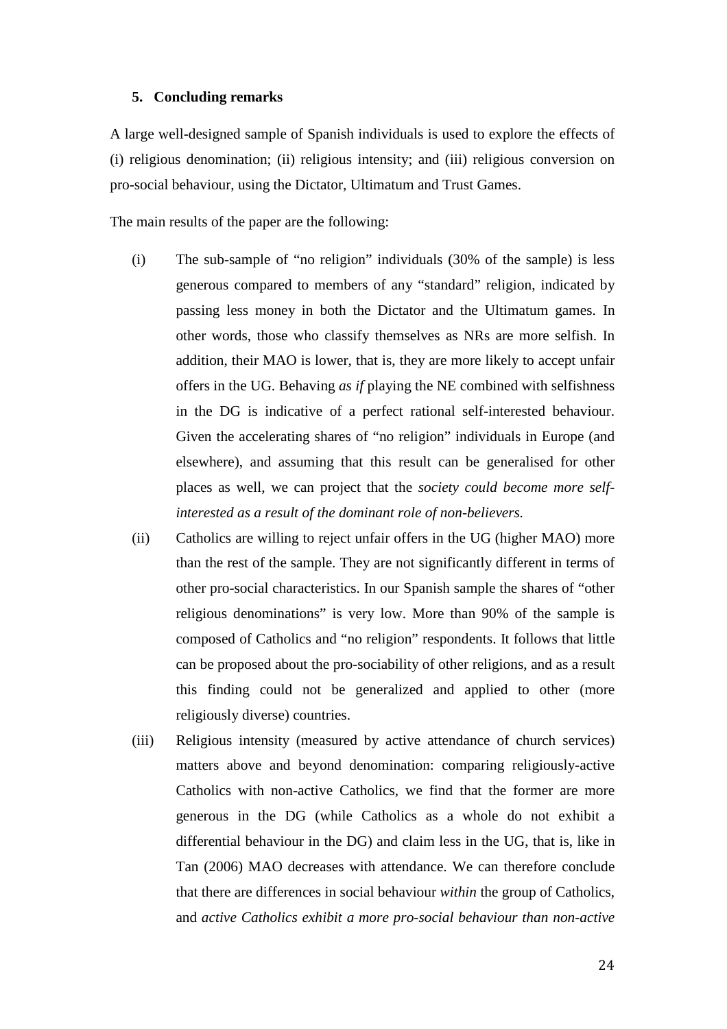## 5. Concluding remarks

A large well-designed sample of Spanish individuals is used to explore the effects of (i) religious denomination; (ii) religious intensity; and (iii) religious conversion on pro-social behaviour, using the Dictator, Ultimatum and Trust Games.

The main results of the paper are the following:

(i) The sub-sample of "no religion" individuals (30% of the sample) is less generous compared to members of any "standard" religion, indicated by passing less money in both the Dictator and the Ultimatum games. In other words, those who classify themselves as NRs are more selfish. In addition, their MAO is lower, that is, they are more likely to accept unfair offers in the UG. Behaving *as if* playing the NE combined with selfishness in the DG is indicative of a perfect rational self-interested behaviour. Given the accelerating shares of "no religion" individuals in Europe (and elsewhere), and assuming that this result can be generalised for other places as well, we can project that the *society could become more self-interested as a result of the dominant role of non-believers.*

(ii) Catholics are willing to reject unfair offers in the UG (higher MAO) more than the rest of the sample. They are not significantly different in terms of other pro-social characteristics. In our Spanish sample the shares of "other religious denominations" is very low. More than 90% of the sample is composed of Catholics and "no religion" respondents. It follows that little can be proposed about the pro-sociability of other religions, and as a result this finding could not be generalized and applied to other (more religiously diverse) countries.

(iii) Religious intensity (measured by active attendance of church services) matters above and beyond denomination: comparing religiously-active Catholics with non-active Catholics, we find that the former are more generous in the DG (while Catholics as a whole do not exhibit a differential behaviour in the DG) and claim less in the UG, that is, like in Tan (2006) MAO decreases with attendance. We can therefore conclude that there are differences in social behaviour *within* the group of Catholics, and *active Catholics exhibit a more pro-social behaviour than non-active*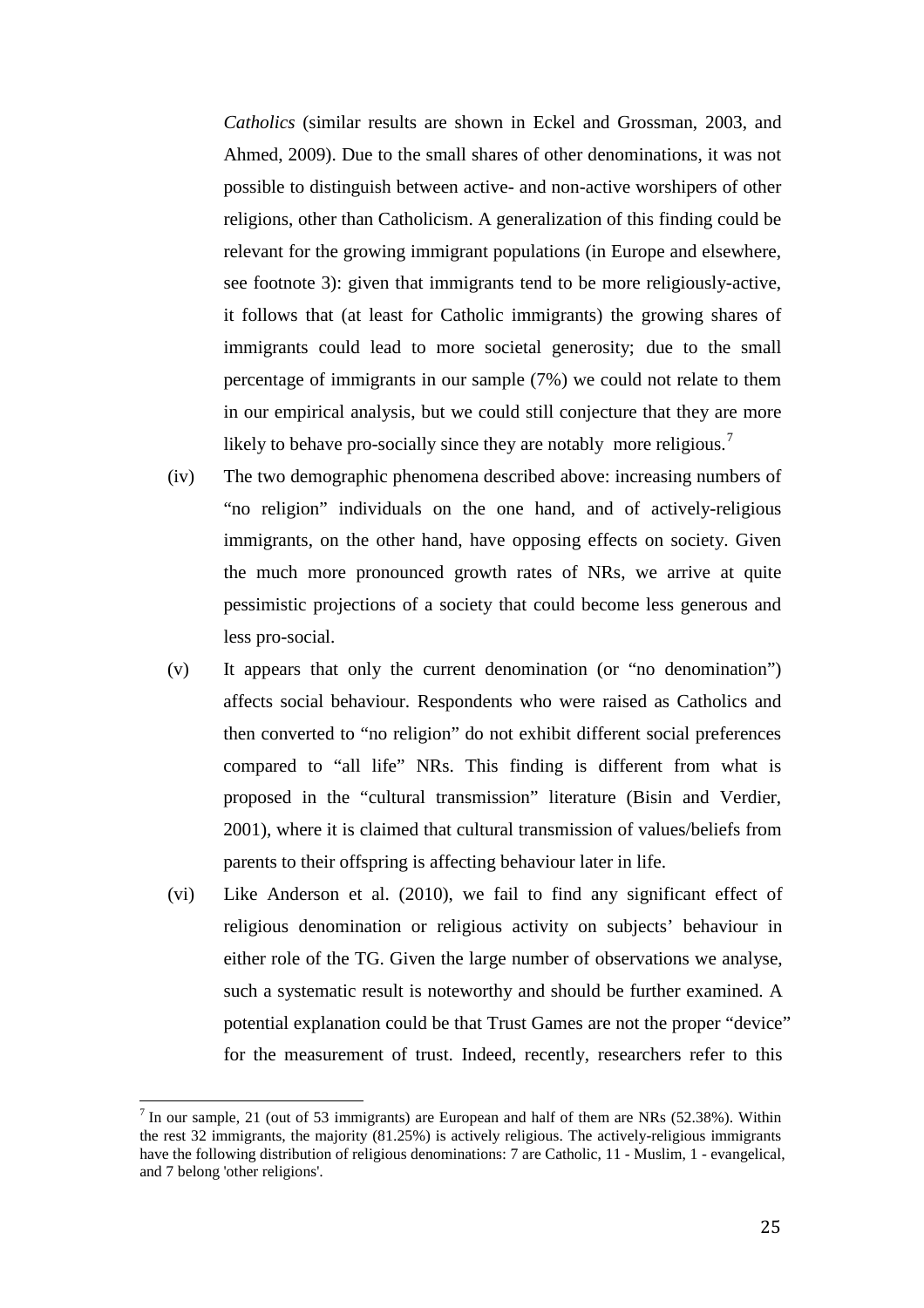*Catholics* (similar results are shown in Eckel and Grossman, 2003, and Ahmed, 2009). Due to the small shares of other denominations, it was not possible to distinguish between active- and non-active worshipers of other religions, other than Catholicism. A generalization of this finding could be relevant for the growing immigrant populations (in Europe and elsewhere, see footnote 3): given that immigrants tend to be more religiously-active, it follows that (at least for Catholic immigrants) the growing shares of immigrants could lead to more societal generosity; due to the small percentage of immigrants in our sample (7%) we could not relate to them in our empirical analysis, but we could still conjecture that they are more likely to behave pro-socially since they are notably more religious.[7]

(iv) The two demographic phenomena described above: increasing numbers of "no religion" individuals on the one hand, and of actively-religious immigrants, on the other hand, have opposing effects on society. Given the much more pronounced growth rates of NRs, we arrive at quite pessimistic projections of a society that could become less generous and less pro-social.

(v) It appears that only the current denomination (or "no denomination") affects social behaviour. Respondents who were raised as Catholics and then converted to "no religion" do not exhibit different social preferences compared to "all life" NRs. This finding is different from what is proposed in the "cultural transmission" literature (Bisin and Verdier, 2001), where it is claimed that cultural transmission of values/beliefs from parents to their offspring is affecting behaviour later in life.

(vi) Like Anderson et al. (2010), we fail to find any significant effect of religious denomination or religious activity on subjects' behaviour in either role of the TG. Given the large number of observations we analyse, such a systematic result is noteworthy and should be further examined. A potential explanation could be that Trust Games are not the proper "device" for the measurement of trust. Indeed, recently, researchers refer to this

[7] In our sample, 21 (out of 53 immigrants) are European and half of them are NRs (52.38%). Within the rest 32 immigrants, the majority (81.25%) is actively religious. The actively-religious immigrants have the following distribution of religious denominations: 7 are Catholic, 11 - Muslim, 1 - evangelical, and 7 belong 'other religions'.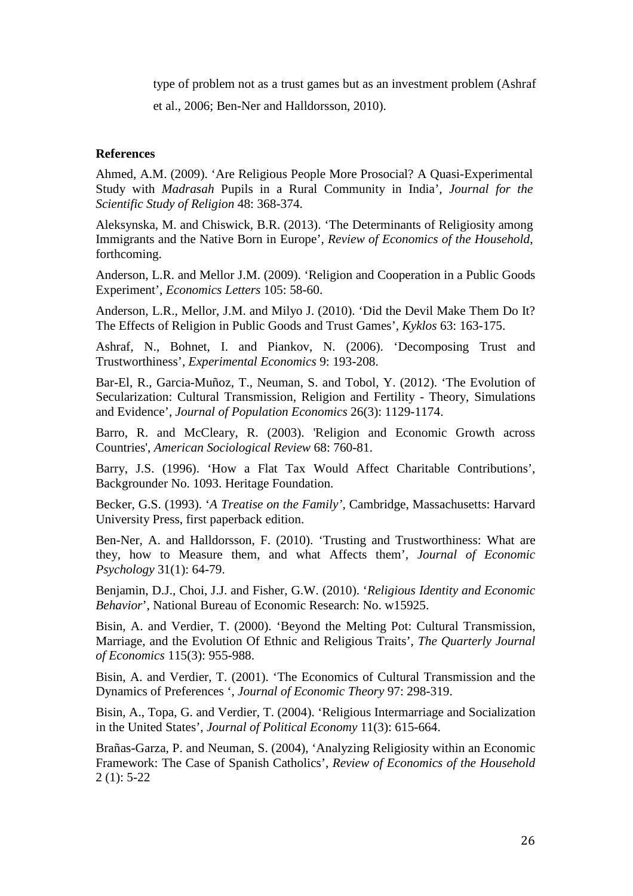type of problem not as a trust games but as an investment problem (Ashraf et al., 2006; Ben-Ner and Halldorsson, 2010).

**References**

Ahmed, A.M. (2009). 'Are Religious People More Prosocial? A Quasi-Experimental Study with *Madrasah* Pupils in a Rural Community in India', *Journal for the Scientific Study of Religion* 48: 368-374.

Aleksynska, M. and Chiswick, B.R. (2013). 'The Determinants of Religiosity among Immigrants and the Native Born in Europe', *Review of Economics of the Household*, forthcoming.

Anderson, L.R. and Mellor J.M. (2009). 'Religion and Cooperation in a Public Goods Experiment', *Economics Letters* 105: 58-60.

Anderson, L.R., Mellor, J.M. and Milyo J. (2010). 'Did the Devil Make Them Do It? The Effects of Religion in Public Goods and Trust Games', *Kyklos* 63: 163-175.

Ashraf, N., Bohnet, I. and Piankov, N. (2006). 'Decomposing Trust and Trustworthiness', *Experimental Economics* 9: 193-208.

Bar-El, R., Garcia-Muñoz, T., Neuman, S. and Tobol, Y. (2012). 'The Evolution of Secularization: Cultural Transmission, Religion and Fertility - Theory, Simulations and Evidence', *Journal of Population Economics* 26(3): 1129-1174.

Barro, R. and McCleary, R. (2003). 'Religion and Economic Growth across Countries', *American Sociological Review* 68: 760-81.

Barry, J.S. (1996). 'How a Flat Tax Would Affect Charitable Contributions', Backgrounder No. 1093. Heritage Foundation.

Becker, G.S. (1993). '*A Treatise on the Family'*, Cambridge, Massachusetts: Harvard University Press, first paperback edition.

Ben-Ner, A. and Halldorsson, F. (2010). 'Trusting and Trustworthiness: What are they, how to Measure them, and what Affects them', *Journal of Economic Psychology* 31(1): 64-79.

Benjamin, D.J., Choi, J.J. and Fisher, G.W. (2010). '*Religious Identity and Economic Behavior*', National Bureau of Economic Research: No. w15925.

Bisin, A. and Verdier, T. (2000). 'Beyond the Melting Pot: Cultural Transmission, Marriage, and the Evolution Of Ethnic and Religious Traits', *The Quarterly Journal of Economics* 115(3): 955-988.

Bisin, A. and Verdier, T. (2001). 'The Economics of Cultural Transmission and the Dynamics of Preferences ', *Journal of Economic Theory* 97: 298-319.

Bisin, A., Topa, G. and Verdier, T. (2004). 'Religious Intermarriage and Socialization in the United States', *Journal of Political Economy* 11(3): 615-664.

Brañas-Garza, P. and Neuman, S. (2004), 'Analyzing Religiosity within an Economic Framework: The Case of Spanish Catholics', *Review of Economics of the Household* 2 (1): 5-22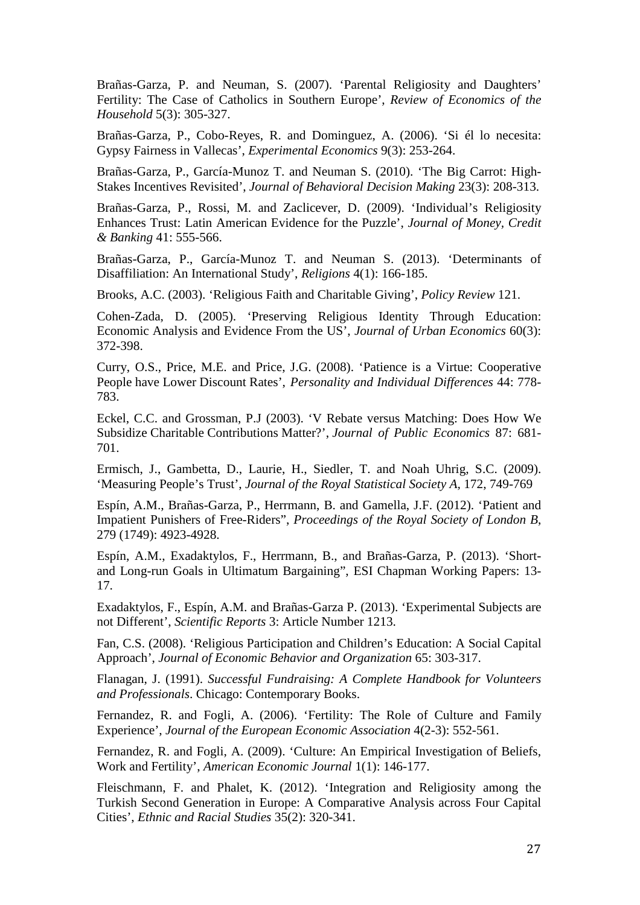Brañas-Garza, P. and Neuman, S. (2007). 'Parental Religiosity and Daughters' Fertility: The Case of Catholics in Southern Europe', *Review of Economics of the Household* 5(3): 305-327.

Brañas-Garza, P., Cobo-Reyes, R. and Dominguez, A. (2006). 'Si él lo necesita: Gypsy Fairness in Vallecas', *Experimental Economics* 9(3): 253-264.

Brañas-Garza, P., García-Munoz T. and Neuman S. (2010). 'The Big Carrot: High-Stakes Incentives Revisited', *Journal of Behavioral Decision Making* 23(3): 208-313.

Brañas-Garza, P., Rossi, M. and Zaclicever, D. (2009). 'Individual's Religiosity Enhances Trust: Latin American Evidence for the Puzzle', *Journal of Money, Credit & Banking* 41: 555-566.

Brañas-Garza, P., García-Munoz T. and Neuman S. (2013). 'Determinants of Disaffiliation: An International Study', *Religions* 4(1): 166-185.

Brooks, A.C. (2003). 'Religious Faith and Charitable Giving', *Policy Review* 121.

Cohen-Zada, D. (2005). 'Preserving Religious Identity Through Education: Economic Analysis and Evidence From the US', *Journal of Urban Economics* 60(3): 372-398.

Curry, O.S., Price, M.E. and Price, J.G. (2008). 'Patience is a Virtue: Cooperative People have Lower Discount Rates', *Personality and Individual Differences* 44: 778-783.

Eckel, C.C. and Grossman, P.J (2003). 'V Rebate versus Matching: Does How We Subsidize Charitable Contributions Matter?', *Journal of Public Economics* 87: 681-701.

Ermisch, J., Gambetta, D., Laurie, H., Siedler, T. and Noah Uhrig, S.C. (2009). 'Measuring People's Trust', *Journal of the Royal Statistical Society A*, 172, 749-769

Espín, A.M., Brañas-Garza, P., Herrmann, B. and Gamella, J.F. (2012). 'Patient and Impatient Punishers of Free-Riders", *Proceedings of the Royal Society of London B*, 279 (1749): 4923-4928.

Espín, A.M., Exadaktylos, F., Herrmann, B., and Brañas-Garza, P. (2013). 'Short- and Long-run Goals in Ultimatum Bargaining", ESI Chapman Working Papers: 13-17.

Exadaktylos, F., Espín, A.M. and Brañas-Garza P. (2013). 'Experimental Subjects are not Different', *Scientific Reports* 3: Article Number 1213.

Fan, C.S. (2008). 'Religious Participation and Children's Education: A Social Capital Approach', *Journal of Economic Behavior and Organization* 65: 303-317.

Flanagan, J. (1991). *Successful Fundraising: A Complete Handbook for Volunteers and Professionals*. Chicago: Contemporary Books.

Fernandez, R. and Fogli, A. (2006). 'Fertility: The Role of Culture and Family Experience', *Journal of the European Economic Association* 4(2-3): 552-561.

Fernandez, R. and Fogli, A. (2009). 'Culture: An Empirical Investigation of Beliefs, Work and Fertility', *American Economic Journal* 1(1): 146-177.

Fleischmann, F. and Phalet, K. (2012). 'Integration and Religiosity among the Turkish Second Generation in Europe: A Comparative Analysis across Four Capital Cities', *Ethnic and Racial Studies* 35(2): 320-341.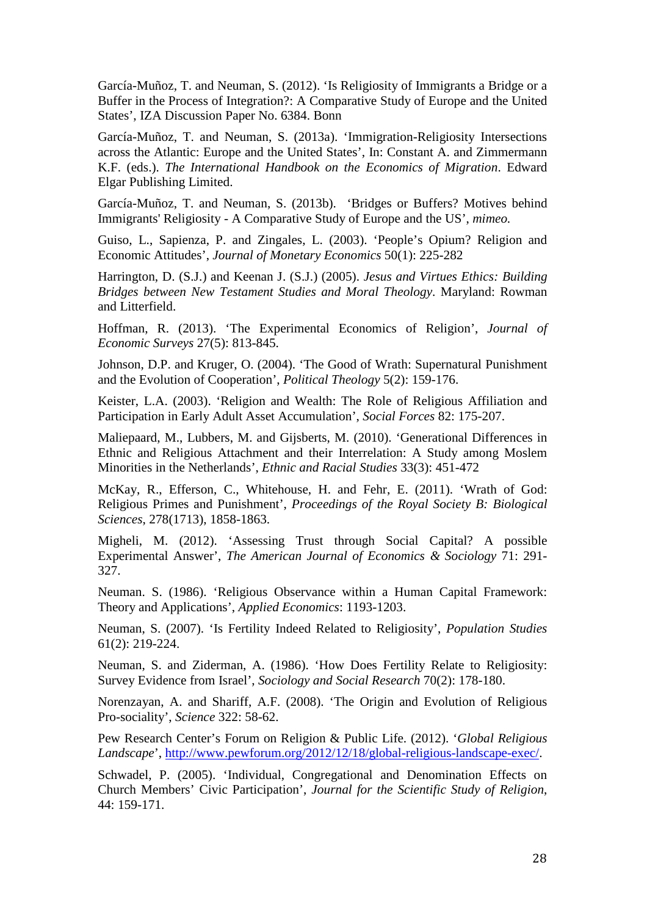García-Muñoz, T. and Neuman, S. (2012). 'Is Religiosity of Immigrants a Bridge or a Buffer in the Process of Integration?: A Comparative Study of Europe and the United States', IZA Discussion Paper No. 6384. Bonn

García-Muñoz, T. and Neuman, S. (2013a). 'Immigration-Religiosity Intersections across the Atlantic: Europe and the United States', In: Constant A. and Zimmermann K.F. (eds.). *The International Handbook on the Economics of Migration*. Edward Elgar Publishing Limited.

García-Muñoz, T. and Neuman, S. (2013b). 'Bridges or Buffers? Motives behind Immigrants' Religiosity - A Comparative Study of Europe and the US', *mimeo.*

Guiso, L., Sapienza, P. and Zingales, L. (2003). 'People's Opium? Religion and Economic Attitudes', *Journal of Monetary Economics* 50(1): 225-282

Harrington, D. (S.J.) and Keenan J. (S.J.) (2005). *Jesus and Virtues Ethics: Building Bridges between New Testament Studies and Moral Theology*. Maryland: Rowman and Litterfield.

Hoffman, R. (2013). 'The Experimental Economics of Religion', *Journal of Economic Surveys* 27(5): 813-845.

Johnson, D.P. and Kruger, O. (2004). 'The Good of Wrath: Supernatural Punishment and the Evolution of Cooperation', *Political Theology* 5(2): 159-176.

Keister, L.A. (2003). 'Religion and Wealth: The Role of Religious Affiliation and Participation in Early Adult Asset Accumulation', *Social Forces* 82: 175-207.

Maliepaard, M., Lubbers, M. and Gijsberts, M. (2010). 'Generational Differences in Ethnic and Religious Attachment and their Interrelation: A Study among Moslem Minorities in the Netherlands', *Ethnic and Racial Studies* 33(3): 451-472

McKay, R., Efferson, C., Whitehouse, H. and Fehr, E. (2011). 'Wrath of God: Religious Primes and Punishment', *Proceedings of the Royal Society B: Biological Sciences*, 278(1713), 1858-1863.

Migheli, M. (2012). 'Assessing Trust through Social Capital? A possible Experimental Answer', *The American Journal of Economics & Sociology* 71: 291-327.

Neuman. S. (1986). 'Religious Observance within a Human Capital Framework: Theory and Applications', *Applied Economics*: 1193-1203.

Neuman, S. (2007). 'Is Fertility Indeed Related to Religiosity', *Population Studies* 61(2): 219-224.

Neuman, S. and Ziderman, A. (1986). 'How Does Fertility Relate to Religiosity: Survey Evidence from Israel', *Sociology and Social Research* 70(2): 178-180.

Norenzayan, A. and Shariff, A.F. (2008). 'The Origin and Evolution of Religious Pro-sociality', *Science* 322: 58-62.

Pew Research Center's Forum on Religion & Public Life. (2012). '*Global Religious Landscape*', http://www.pewforum.org/2012/12/18/global-religious-landscape-exec/.

Schwadel, P. (2005). 'Individual, Congregational and Denomination Effects on Church Members' Civic Participation', *Journal for the Scientific Study of Religion*, 44: 159-171.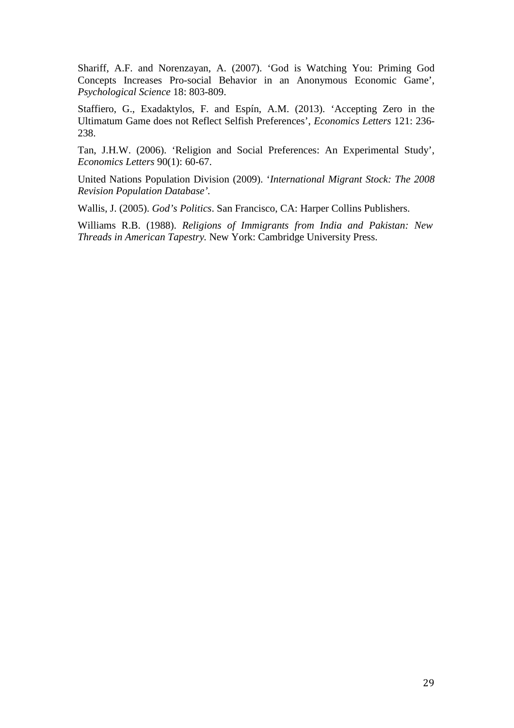Shariff, A.F. and Norenzayan, A. (2007). 'God is Watching You: Priming God Concepts Increases Pro-social Behavior in an Anonymous Economic Game', *Psychological Science* 18: 803-809.

Staffiero, G., Exadaktylos, F. and Espín, A.M. (2013). 'Accepting Zero in the Ultimatum Game does not Reflect Selfish Preferences', *Economics Letters* 121: 236-238.

Tan, J.H.W. (2006). 'Religion and Social Preferences: An Experimental Study', *Economics Letters* 90(1): 60-67.

United Nations Population Division (2009). '*International Migrant Stock: The 2008 Revision Population Database'.*

Wallis, J. (2005). *God's Politics*. San Francisco, CA: Harper Collins Publishers.

Williams R.B. (1988). *Religions of Immigrants from India and Pakistan: New Threads in American Tapestry.* New York: Cambridge University Press.